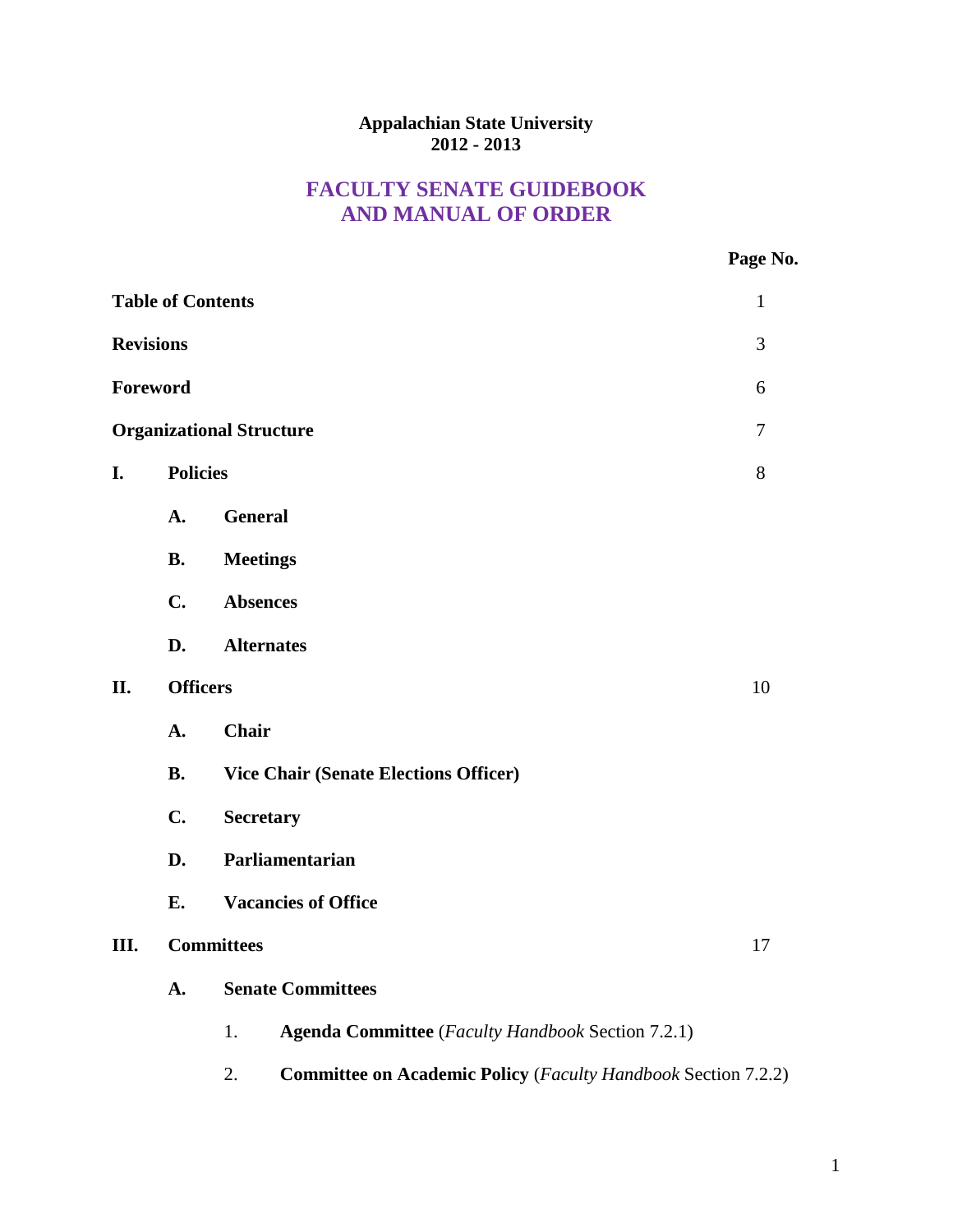**Appalachian State University**
**2012 - 2013**

# FACULTY SENATE GUIDEBOOK AND MANUAL OF ORDER

| | Page No. |
|---|---|
| **Table of Contents** | 1 |
| **Revisions** | 3 |
| **Foreword** | 6 |
| **Organizational Structure** | 7 |
| **I. Policies** | 8 |
| **A. General** | |
| **B. Meetings** | |
| **C. Absences** | |
| **D. Alternates** | |
| **II. Officers** | 10 |
| **A. Chair** | |
| **B. Vice Chair (Senate Elections Officer)** | |
| **C. Secretary** | |
| **D. Parliamentarian** | |
| **E. Vacancies of Office** | |
| **III. Committees** | 17 |
| **A. Senate Committees** | |
| 1. **Agenda Committee** (*Faculty Handbook* Section 7.2.1) | |
| 2. **Committee on Academic Policy** (*Faculty Handbook* Section 7.2.2) | |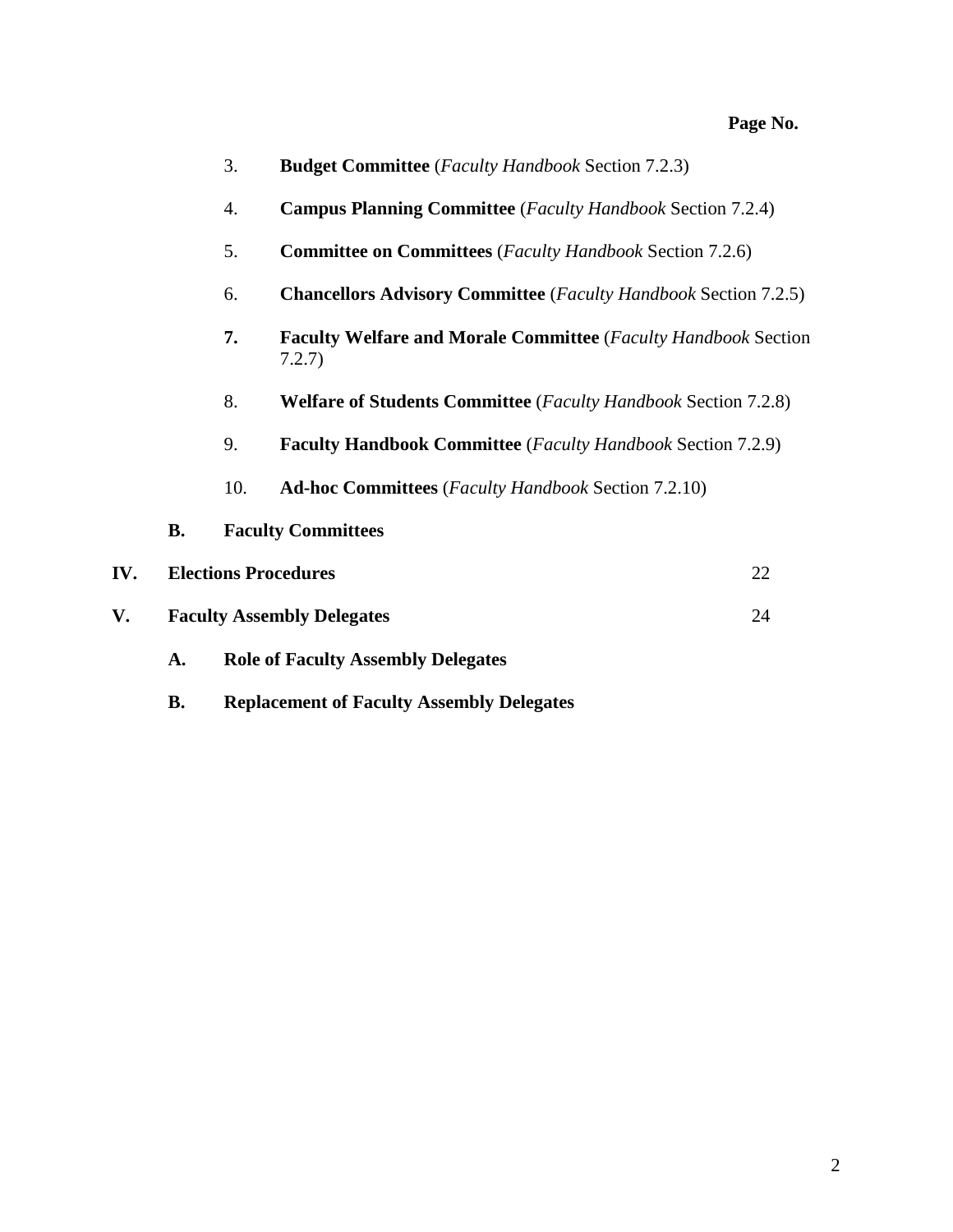**Page No.**

3. **Budget Committee** (*Faculty Handbook* Section 7.2.3)

4. **Campus Planning Committee** (*Faculty Handbook* Section 7.2.4)

5. **Committee on Committees** (*Faculty Handbook* Section 7.2.6)

6. **Chancellors Advisory Committee** (*Faculty Handbook* Section 7.2.5)

7. **Faculty Welfare and Morale Committee** (*Faculty Handbook* Section 7.2.7)

8. **Welfare of Students Committee** (*Faculty Handbook* Section 7.2.8)

9. **Faculty Handbook Committee** (*Faculty Handbook* Section 7.2.9)

10. **Ad-hoc Committees** (*Faculty Handbook* Section 7.2.10)

**B. Faculty Committees**

**IV. Elections Procedures** 22

**V. Faculty Assembly Delegates** 24

**A. Role of Faculty Assembly Delegates**

**B. Replacement of Faculty Assembly Delegates**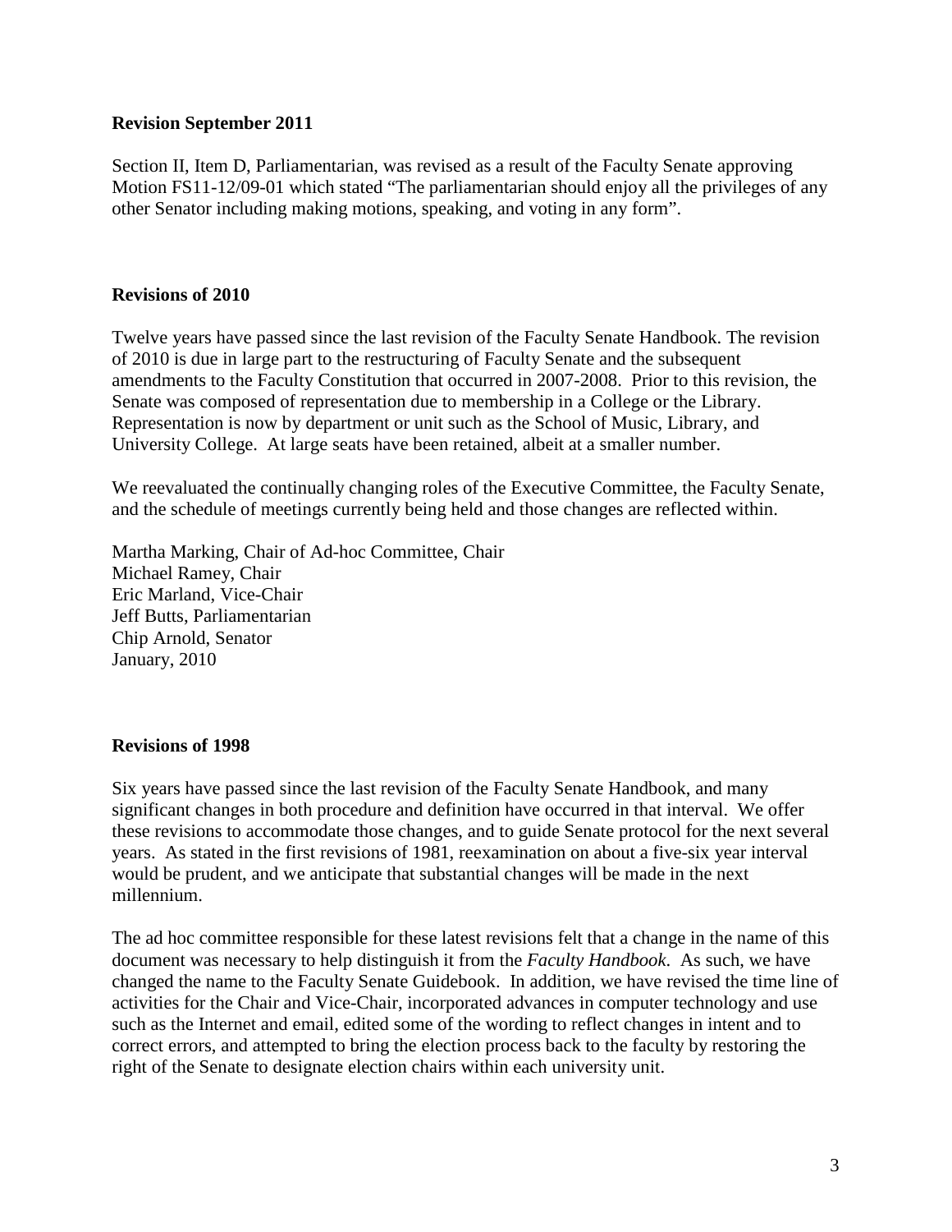**Revision September 2011**

Section II, Item D, Parliamentarian, was revised as a result of the Faculty Senate approving Motion FS11-12/09-01 which stated “The parliamentarian should enjoy all the privileges of any other Senator including making motions, speaking, and voting in any form”.

**Revisions of 2010**

Twelve years have passed since the last revision of the Faculty Senate Handbook. The revision of 2010 is due in large part to the restructuring of Faculty Senate and the subsequent amendments to the Faculty Constitution that occurred in 2007-2008. Prior to this revision, the Senate was composed of representation due to membership in a College or the Library. Representation is now by department or unit such as the School of Music, Library, and University College. At large seats have been retained, albeit at a smaller number.

We reevaluated the continually changing roles of the Executive Committee, the Faculty Senate, and the schedule of meetings currently being held and those changes are reflected within.

Martha Marking, Chair of Ad-hoc Committee, Chair
Michael Ramey, Chair
Eric Marland, Vice-Chair
Jeff Butts, Parliamentarian
Chip Arnold, Senator
January, 2010

**Revisions of 1998**

Six years have passed since the last revision of the Faculty Senate Handbook, and many significant changes in both procedure and definition have occurred in that interval. We offer these revisions to accommodate those changes, and to guide Senate protocol for the next several years. As stated in the first revisions of 1981, reexamination on about a five-six year interval would be prudent, and we anticipate that substantial changes will be made in the next millennium.

The ad hoc committee responsible for these latest revisions felt that a change in the name of this document was necessary to help distinguish it from the *Faculty Handbook*. As such, we have changed the name to the Faculty Senate Guidebook. In addition, we have revised the time line of activities for the Chair and Vice-Chair, incorporated advances in computer technology and use such as the Internet and email, edited some of the wording to reflect changes in intent and to correct errors, and attempted to bring the election process back to the faculty by restoring the right of the Senate to designate election chairs within each university unit.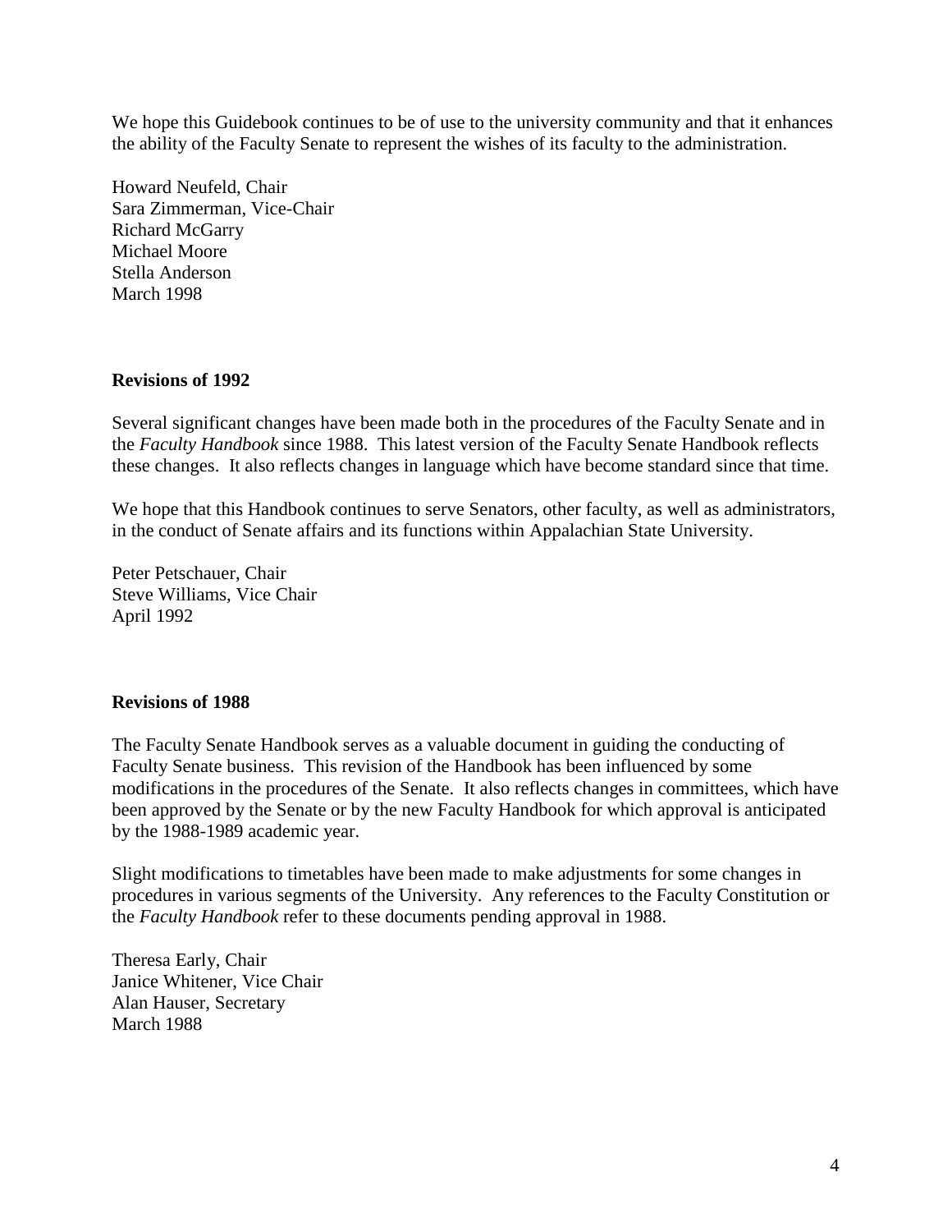We hope this Guidebook continues to be of use to the university community and that it enhances the ability of the Faculty Senate to represent the wishes of its faculty to the administration.

Howard Neufeld, Chair
Sara Zimmerman, Vice-Chair
Richard McGarry
Michael Moore
Stella Anderson
March 1998

**Revisions of 1992**

Several significant changes have been made both in the procedures of the Faculty Senate and in the *Faculty Handbook* since 1988. This latest version of the Faculty Senate Handbook reflects these changes. It also reflects changes in language which have become standard since that time.

We hope that this Handbook continues to serve Senators, other faculty, as well as administrators, in the conduct of Senate affairs and its functions within Appalachian State University.

Peter Petschauer, Chair
Steve Williams, Vice Chair
April 1992

**Revisions of 1988**

The Faculty Senate Handbook serves as a valuable document in guiding the conducting of Faculty Senate business. This revision of the Handbook has been influenced by some modifications in the procedures of the Senate. It also reflects changes in committees, which have been approved by the Senate or by the new Faculty Handbook for which approval is anticipated by the 1988-1989 academic year.

Slight modifications to timetables have been made to make adjustments for some changes in procedures in various segments of the University. Any references to the Faculty Constitution or the *Faculty Handbook* refer to these documents pending approval in 1988.

Theresa Early, Chair
Janice Whitener, Vice Chair
Alan Hauser, Secretary
March 1988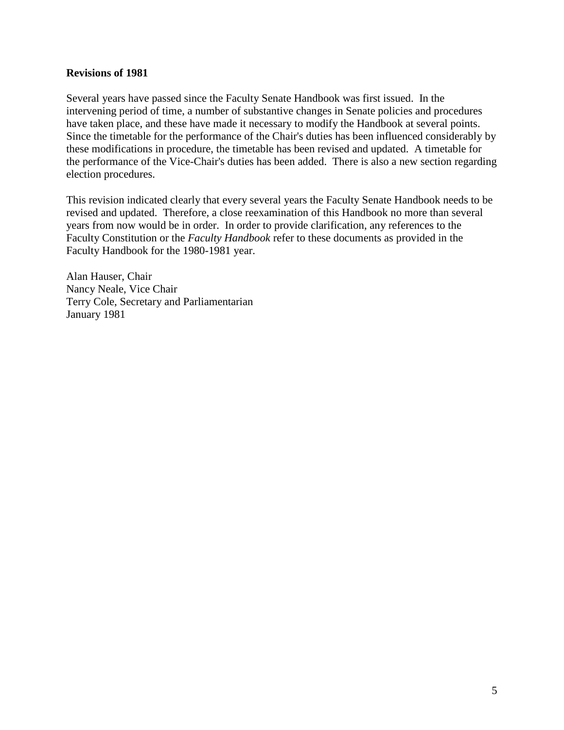**Revisions of 1981**

Several years have passed since the Faculty Senate Handbook was first issued. In the intervening period of time, a number of substantive changes in Senate policies and procedures have taken place, and these have made it necessary to modify the Handbook at several points. Since the timetable for the performance of the Chair's duties has been influenced considerably by these modifications in procedure, the timetable has been revised and updated. A timetable for the performance of the Vice-Chair's duties has been added. There is also a new section regarding election procedures.

This revision indicated clearly that every several years the Faculty Senate Handbook needs to be revised and updated. Therefore, a close reexamination of this Handbook no more than several years from now would be in order. In order to provide clarification, any references to the Faculty Constitution or the *Faculty Handbook* refer to these documents as provided in the Faculty Handbook for the 1980-1981 year.

Alan Hauser, Chair
Nancy Neale, Vice Chair
Terry Cole, Secretary and Parliamentarian
January 1981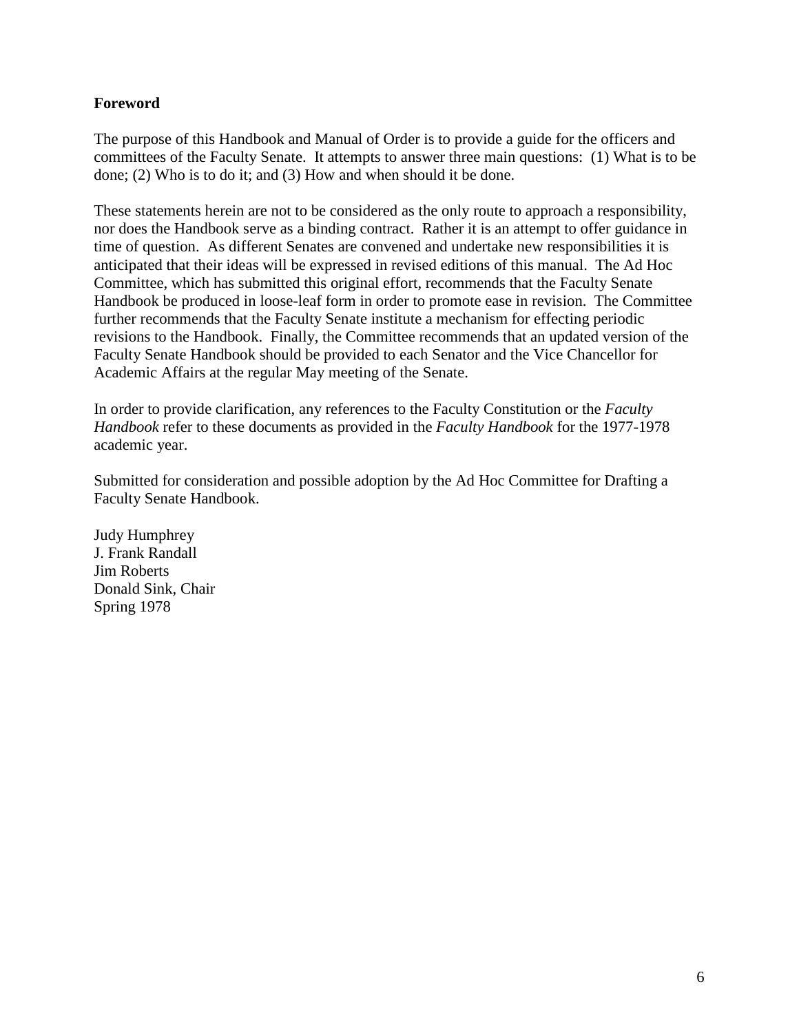## Foreword

The purpose of this Handbook and Manual of Order is to provide a guide for the officers and committees of the Faculty Senate. It attempts to answer three main questions: (1) What is to be done; (2) Who is to do it; and (3) How and when should it be done.

These statements herein are not to be considered as the only route to approach a responsibility, nor does the Handbook serve as a binding contract. Rather it is an attempt to offer guidance in time of question. As different Senates are convened and undertake new responsibilities it is anticipated that their ideas will be expressed in revised editions of this manual. The Ad Hoc Committee, which has submitted this original effort, recommends that the Faculty Senate Handbook be produced in loose-leaf form in order to promote ease in revision. The Committee further recommends that the Faculty Senate institute a mechanism for effecting periodic revisions to the Handbook. Finally, the Committee recommends that an updated version of the Faculty Senate Handbook should be provided to each Senator and the Vice Chancellor for Academic Affairs at the regular May meeting of the Senate.

In order to provide clarification, any references to the Faculty Constitution or the *Faculty Handbook* refer to these documents as provided in the *Faculty Handbook* for the 1977-1978 academic year.

Submitted for consideration and possible adoption by the Ad Hoc Committee for Drafting a Faculty Senate Handbook.

Judy Humphrey  
J. Frank Randall  
Jim Roberts  
Donald Sink, Chair  
Spring 1978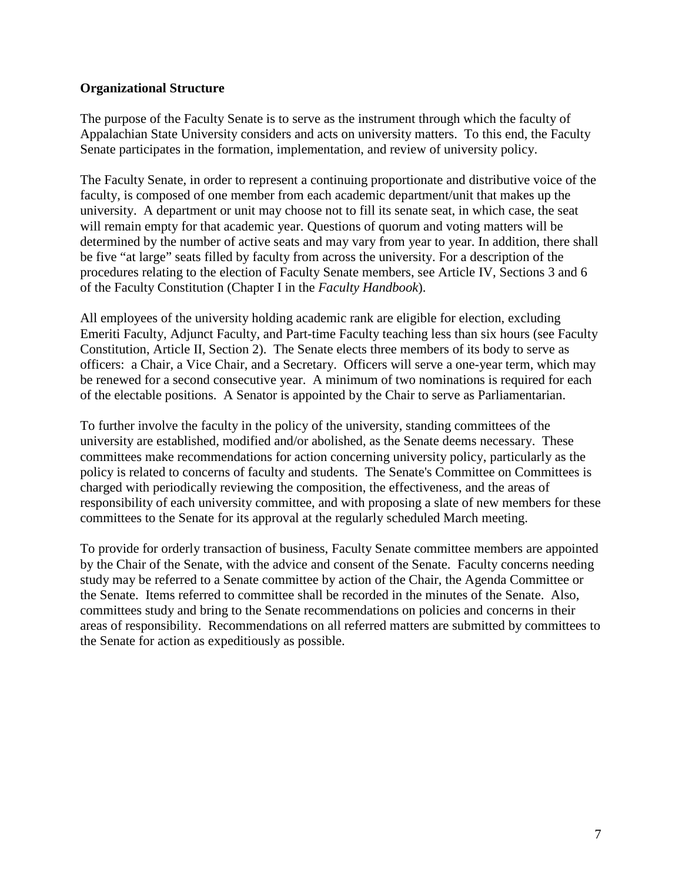**Organizational Structure**

The purpose of the Faculty Senate is to serve as the instrument through which the faculty of Appalachian State University considers and acts on university matters. To this end, the Faculty Senate participates in the formation, implementation, and review of university policy.

The Faculty Senate, in order to represent a continuing proportionate and distributive voice of the faculty, is composed of one member from each academic department/unit that makes up the university. A department or unit may choose not to fill its senate seat, in which case, the seat will remain empty for that academic year. Questions of quorum and voting matters will be determined by the number of active seats and may vary from year to year. In addition, there shall be five "at large" seats filled by faculty from across the university. For a description of the procedures relating to the election of Faculty Senate members, see Article IV, Sections 3 and 6 of the Faculty Constitution (Chapter I in the *Faculty Handbook*).

All employees of the university holding academic rank are eligible for election, excluding Emeriti Faculty, Adjunct Faculty, and Part-time Faculty teaching less than six hours (see Faculty Constitution, Article II, Section 2). The Senate elects three members of its body to serve as officers: a Chair, a Vice Chair, and a Secretary. Officers will serve a one-year term, which may be renewed for a second consecutive year. A minimum of two nominations is required for each of the electable positions. A Senator is appointed by the Chair to serve as Parliamentarian.

To further involve the faculty in the policy of the university, standing committees of the university are established, modified and/or abolished, as the Senate deems necessary. These committees make recommendations for action concerning university policy, particularly as the policy is related to concerns of faculty and students. The Senate's Committee on Committees is charged with periodically reviewing the composition, the effectiveness, and the areas of responsibility of each university committee, and with proposing a slate of new members for these committees to the Senate for its approval at the regularly scheduled March meeting.

To provide for orderly transaction of business, Faculty Senate committee members are appointed by the Chair of the Senate, with the advice and consent of the Senate. Faculty concerns needing study may be referred to a Senate committee by action of the Chair, the Agenda Committee or the Senate. Items referred to committee shall be recorded in the minutes of the Senate. Also, committees study and bring to the Senate recommendations on policies and concerns in their areas of responsibility. Recommendations on all referred matters are submitted by committees to the Senate for action as expeditiously as possible.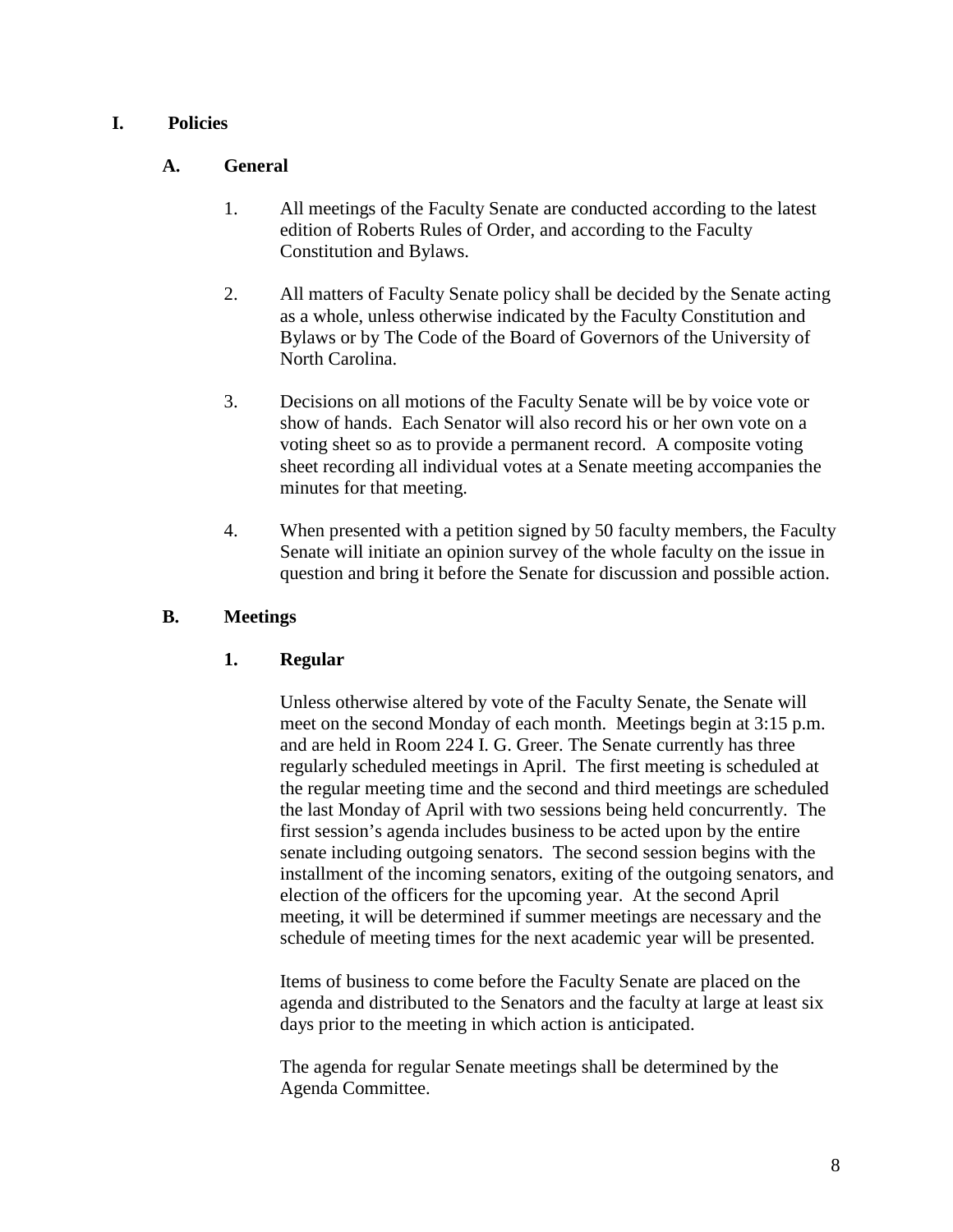# I. Policies

## A. General

1. All meetings of the Faculty Senate are conducted according to the latest edition of Roberts Rules of Order, and according to the Faculty Constitution and Bylaws.

2. All matters of Faculty Senate policy shall be decided by the Senate acting as a whole, unless otherwise indicated by the Faculty Constitution and Bylaws or by The Code of the Board of Governors of the University of North Carolina.

3. Decisions on all motions of the Faculty Senate will be by voice vote or show of hands. Each Senator will also record his or her own vote on a voting sheet so as to provide a permanent record. A composite voting sheet recording all individual votes at a Senate meeting accompanies the minutes for that meeting.

4. When presented with a petition signed by 50 faculty members, the Faculty Senate will initiate an opinion survey of the whole faculty on the issue in question and bring it before the Senate for discussion and possible action.

## B. Meetings

### 1. Regular

Unless otherwise altered by vote of the Faculty Senate, the Senate will meet on the second Monday of each month. Meetings begin at 3:15 p.m. and are held in Room 224 I. G. Greer. The Senate currently has three regularly scheduled meetings in April. The first meeting is scheduled at the regular meeting time and the second and third meetings are scheduled the last Monday of April with two sessions being held concurrently. The first session's agenda includes business to be acted upon by the entire senate including outgoing senators. The second session begins with the installment of the incoming senators, exiting of the outgoing senators, and election of the officers for the upcoming year. At the second April meeting, it will be determined if summer meetings are necessary and the schedule of meeting times for the next academic year will be presented.

Items of business to come before the Faculty Senate are placed on the agenda and distributed to the Senators and the faculty at large at least six days prior to the meeting in which action is anticipated.

The agenda for regular Senate meetings shall be determined by the Agenda Committee.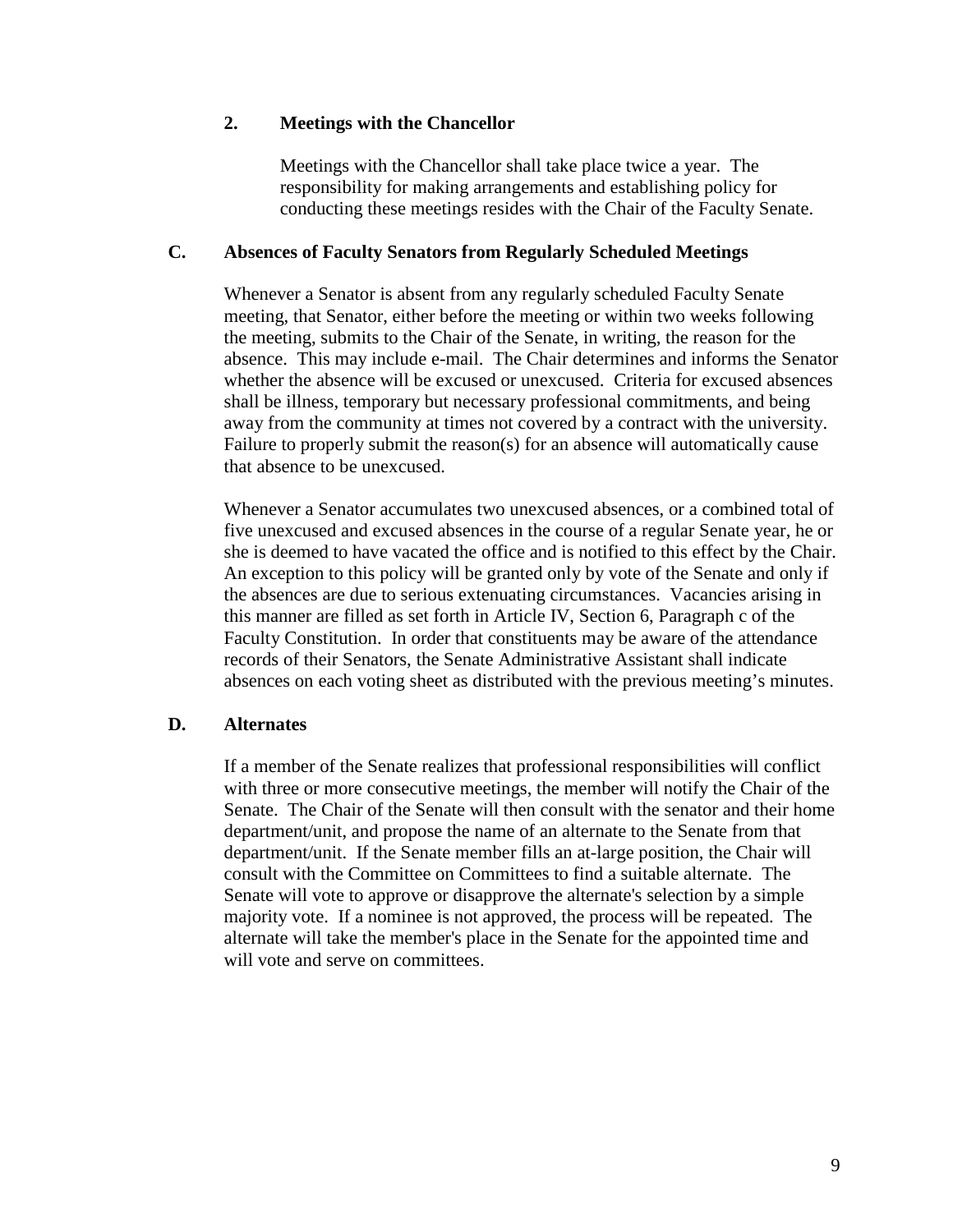### 2. Meetings with the Chancellor

Meetings with the Chancellor shall take place twice a year. The responsibility for making arrangements and establishing policy for conducting these meetings resides with the Chair of the Faculty Senate.

## C. Absences of Faculty Senators from Regularly Scheduled Meetings

Whenever a Senator is absent from any regularly scheduled Faculty Senate meeting, that Senator, either before the meeting or within two weeks following the meeting, submits to the Chair of the Senate, in writing, the reason for the absence. This may include e-mail. The Chair determines and informs the Senator whether the absence will be excused or unexcused. Criteria for excused absences shall be illness, temporary but necessary professional commitments, and being away from the community at times not covered by a contract with the university. Failure to properly submit the reason(s) for an absence will automatically cause that absence to be unexcused.

Whenever a Senator accumulates two unexcused absences, or a combined total of five unexcused and excused absences in the course of a regular Senate year, he or she is deemed to have vacated the office and is notified to this effect by the Chair. An exception to this policy will be granted only by vote of the Senate and only if the absences are due to serious extenuating circumstances. Vacancies arising in this manner are filled as set forth in Article IV, Section 6, Paragraph c of the Faculty Constitution. In order that constituents may be aware of the attendance records of their Senators, the Senate Administrative Assistant shall indicate absences on each voting sheet as distributed with the previous meeting's minutes.

## D. Alternates

If a member of the Senate realizes that professional responsibilities will conflict with three or more consecutive meetings, the member will notify the Chair of the Senate. The Chair of the Senate will then consult with the senator and their home department/unit, and propose the name of an alternate to the Senate from that department/unit. If the Senate member fills an at-large position, the Chair will consult with the Committee on Committees to find a suitable alternate. The Senate will vote to approve or disapprove the alternate's selection by a simple majority vote. If a nominee is not approved, the process will be repeated. The alternate will take the member's place in the Senate for the appointed time and will vote and serve on committees.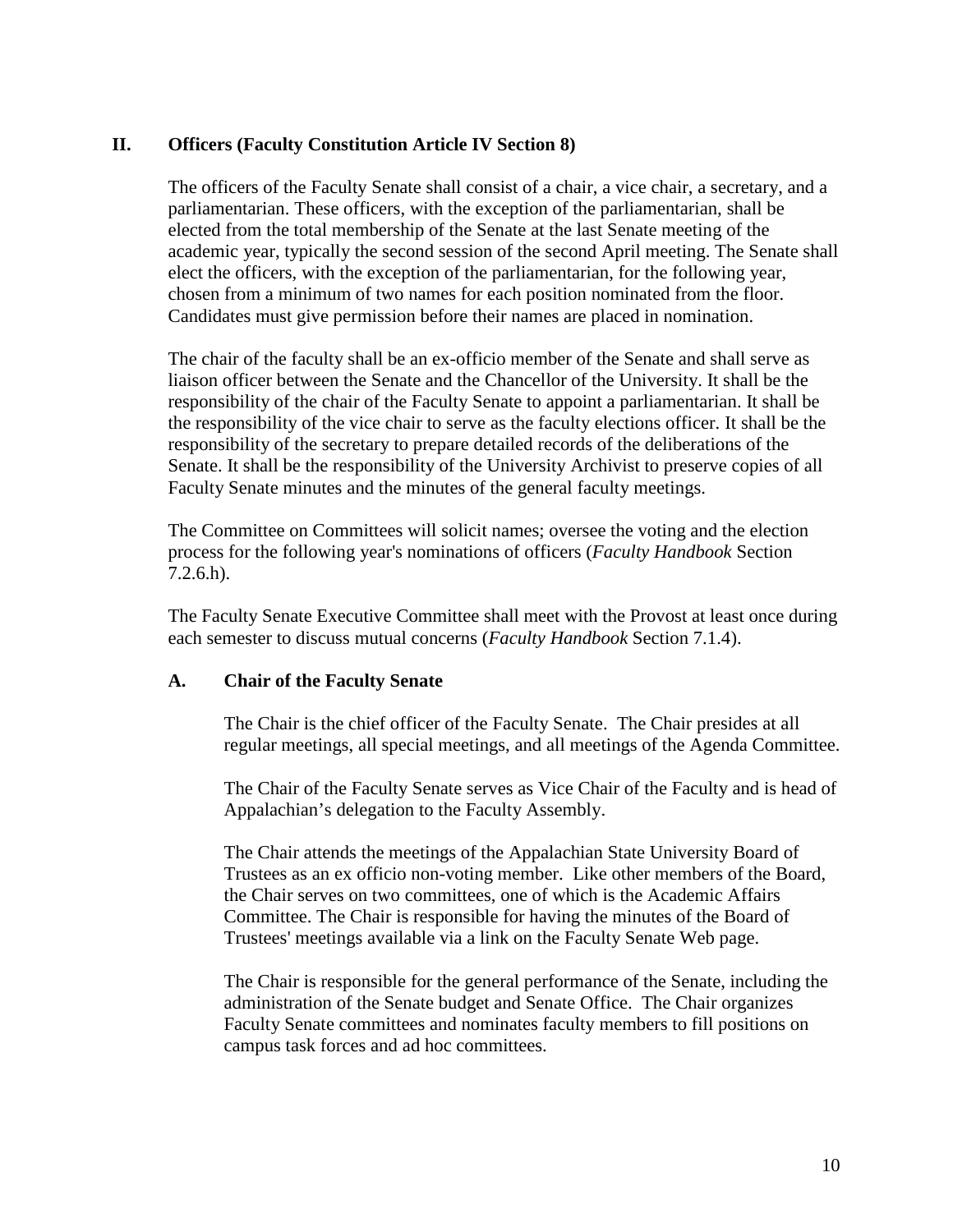## II. Officers (Faculty Constitution Article IV Section 8)

The officers of the Faculty Senate shall consist of a chair, a vice chair, a secretary, and a parliamentarian. These officers, with the exception of the parliamentarian, shall be elected from the total membership of the Senate at the last Senate meeting of the academic year, typically the second session of the second April meeting. The Senate shall elect the officers, with the exception of the parliamentarian, for the following year, chosen from a minimum of two names for each position nominated from the floor. Candidates must give permission before their names are placed in nomination.

The chair of the faculty shall be an ex-officio member of the Senate and shall serve as liaison officer between the Senate and the Chancellor of the University. It shall be the responsibility of the chair of the Faculty Senate to appoint a parliamentarian. It shall be the responsibility of the vice chair to serve as the faculty elections officer. It shall be the responsibility of the secretary to prepare detailed records of the deliberations of the Senate. It shall be the responsibility of the University Archivist to preserve copies of all Faculty Senate minutes and the minutes of the general faculty meetings.

The Committee on Committees will solicit names; oversee the voting and the election process for the following year's nominations of officers (*Faculty Handbook* Section 7.2.6.h).

The Faculty Senate Executive Committee shall meet with the Provost at least once during each semester to discuss mutual concerns (*Faculty Handbook* Section 7.1.4).

### A. Chair of the Faculty Senate

The Chair is the chief officer of the Faculty Senate. The Chair presides at all regular meetings, all special meetings, and all meetings of the Agenda Committee.

The Chair of the Faculty Senate serves as Vice Chair of the Faculty and is head of Appalachian's delegation to the Faculty Assembly.

The Chair attends the meetings of the Appalachian State University Board of Trustees as an ex officio non-voting member. Like other members of the Board, the Chair serves on two committees, one of which is the Academic Affairs Committee. The Chair is responsible for having the minutes of the Board of Trustees' meetings available via a link on the Faculty Senate Web page.

The Chair is responsible for the general performance of the Senate, including the administration of the Senate budget and Senate Office. The Chair organizes Faculty Senate committees and nominates faculty members to fill positions on campus task forces and ad hoc committees.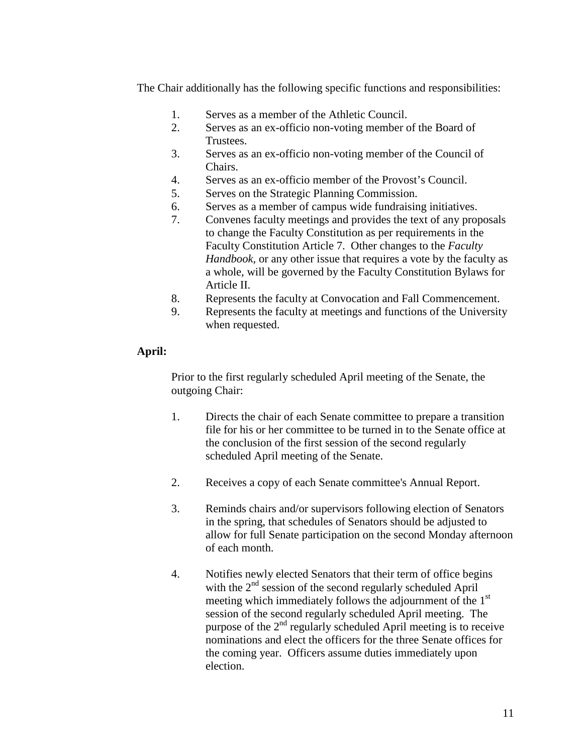The Chair additionally has the following specific functions and responsibilities:

1. Serves as a member of the Athletic Council.
2. Serves as an ex-officio non-voting member of the Board of Trustees.
3. Serves as an ex-officio non-voting member of the Council of Chairs.
4. Serves as an ex-officio member of the Provost's Council.
5. Serves on the Strategic Planning Commission.
6. Serves as a member of campus wide fundraising initiatives.
7. Convenes faculty meetings and provides the text of any proposals to change the Faculty Constitution as per requirements in the Faculty Constitution Article 7. Other changes to the *Faculty Handbook*, or any other issue that requires a vote by the faculty as a whole, will be governed by the Faculty Constitution Bylaws for Article II.
8. Represents the faculty at Convocation and Fall Commencement.
9. Represents the faculty at meetings and functions of the University when requested.

**April:**

Prior to the first regularly scheduled April meeting of the Senate, the outgoing Chair:

1. Directs the chair of each Senate committee to prepare a transition file for his or her committee to be turned in to the Senate office at the conclusion of the first session of the second regularly scheduled April meeting of the Senate.

2. Receives a copy of each Senate committee's Annual Report.

3. Reminds chairs and/or supervisors following election of Senators in the spring, that schedules of Senators should be adjusted to allow for full Senate participation on the second Monday afternoon of each month.

4. Notifies newly elected Senators that their term of office begins with the 2nd session of the second regularly scheduled April meeting which immediately follows the adjournment of the 1st session of the second regularly scheduled April meeting. The purpose of the 2nd regularly scheduled April meeting is to receive nominations and elect the officers for the three Senate offices for the coming year. Officers assume duties immediately upon election.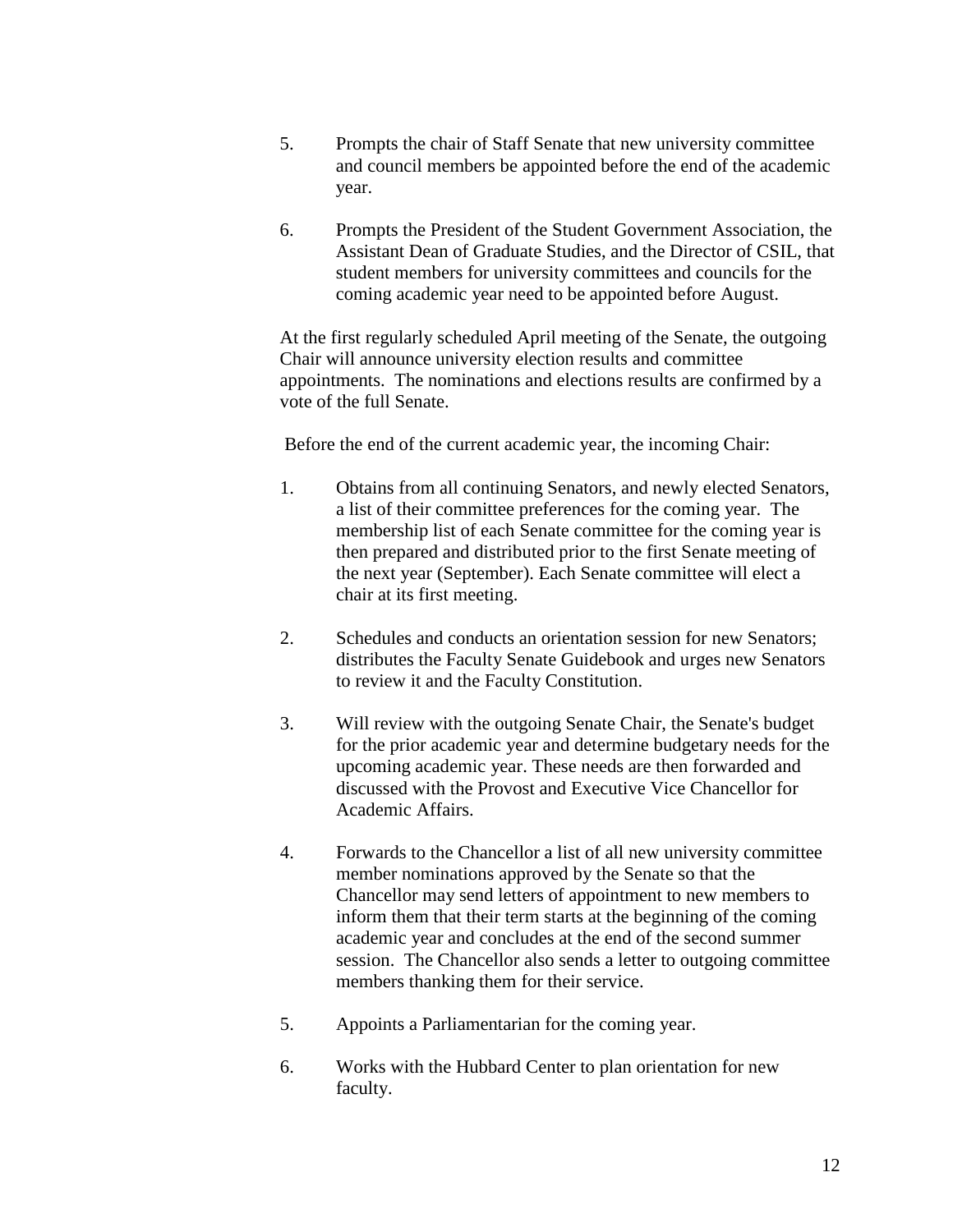5. Prompts the chair of Staff Senate that new university committee and council members be appointed before the end of the academic year.

6. Prompts the President of the Student Government Association, the Assistant Dean of Graduate Studies, and the Director of CSIL, that student members for university committees and councils for the coming academic year need to be appointed before August.

At the first regularly scheduled April meeting of the Senate, the outgoing Chair will announce university election results and committee appointments. The nominations and elections results are confirmed by a vote of the full Senate.

Before the end of the current academic year, the incoming Chair:

1. Obtains from all continuing Senators, and newly elected Senators, a list of their committee preferences for the coming year. The membership list of each Senate committee for the coming year is then prepared and distributed prior to the first Senate meeting of the next year (September). Each Senate committee will elect a chair at its first meeting.

2. Schedules and conducts an orientation session for new Senators; distributes the Faculty Senate Guidebook and urges new Senators to review it and the Faculty Constitution.

3. Will review with the outgoing Senate Chair, the Senate's budget for the prior academic year and determine budgetary needs for the upcoming academic year. These needs are then forwarded and discussed with the Provost and Executive Vice Chancellor for Academic Affairs.

4. Forwards to the Chancellor a list of all new university committee member nominations approved by the Senate so that the Chancellor may send letters of appointment to new members to inform them that their term starts at the beginning of the coming academic year and concludes at the end of the second summer session. The Chancellor also sends a letter to outgoing committee members thanking them for their service.

5. Appoints a Parliamentarian for the coming year.

6. Works with the Hubbard Center to plan orientation for new faculty.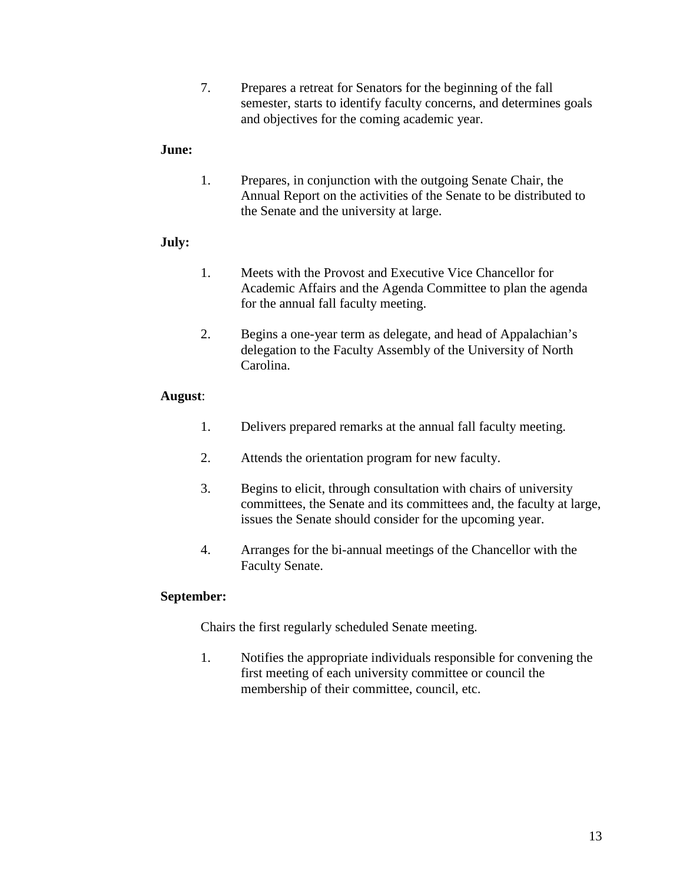7. Prepares a retreat for Senators for the beginning of the fall semester, starts to identify faculty concerns, and determines goals and objectives for the coming academic year.

**June:**

1. Prepares, in conjunction with the outgoing Senate Chair, the Annual Report on the activities of the Senate to be distributed to the Senate and the university at large.

**July:**

1. Meets with the Provost and Executive Vice Chancellor for Academic Affairs and the Agenda Committee to plan the agenda for the annual fall faculty meeting.

2. Begins a one-year term as delegate, and head of Appalachian's delegation to the Faculty Assembly of the University of North Carolina.

**August**:

1. Delivers prepared remarks at the annual fall faculty meeting.

2. Attends the orientation program for new faculty.

3. Begins to elicit, through consultation with chairs of university committees, the Senate and its committees and, the faculty at large, issues the Senate should consider for the upcoming year.

4. Arranges for the bi-annual meetings of the Chancellor with the Faculty Senate.

**September:**

Chairs the first regularly scheduled Senate meeting.

1. Notifies the appropriate individuals responsible for convening the first meeting of each university committee or council the membership of their committee, council, etc.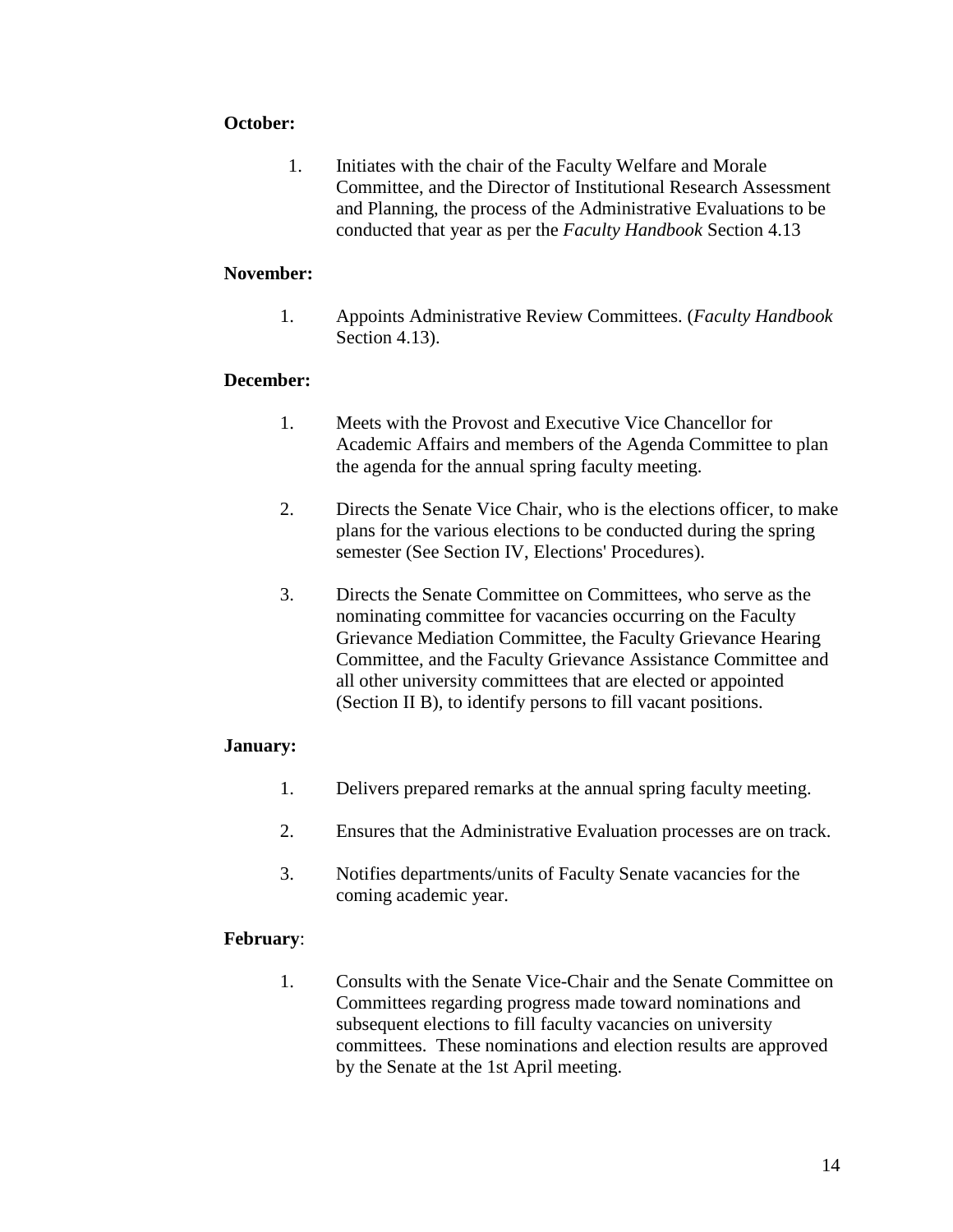**October:**

1. Initiates with the chair of the Faculty Welfare and Morale Committee, and the Director of Institutional Research Assessment and Planning, the process of the Administrative Evaluations to be conducted that year as per the *Faculty Handbook* Section 4.13

**November:**

1. Appoints Administrative Review Committees. (*Faculty Handbook* Section 4.13).

**December:**

1. Meets with the Provost and Executive Vice Chancellor for Academic Affairs and members of the Agenda Committee to plan the agenda for the annual spring faculty meeting.

2. Directs the Senate Vice Chair, who is the elections officer, to make plans for the various elections to be conducted during the spring semester (See Section IV, Elections' Procedures).

3. Directs the Senate Committee on Committees, who serve as the nominating committee for vacancies occurring on the Faculty Grievance Mediation Committee, the Faculty Grievance Hearing Committee, and the Faculty Grievance Assistance Committee and all other university committees that are elected or appointed (Section II B), to identify persons to fill vacant positions.

**January:**

1. Delivers prepared remarks at the annual spring faculty meeting.

2. Ensures that the Administrative Evaluation processes are on track.

3. Notifies departments/units of Faculty Senate vacancies for the coming academic year.

**February**:

1. Consults with the Senate Vice-Chair and the Senate Committee on Committees regarding progress made toward nominations and subsequent elections to fill faculty vacancies on university committees. These nominations and election results are approved by the Senate at the 1st April meeting.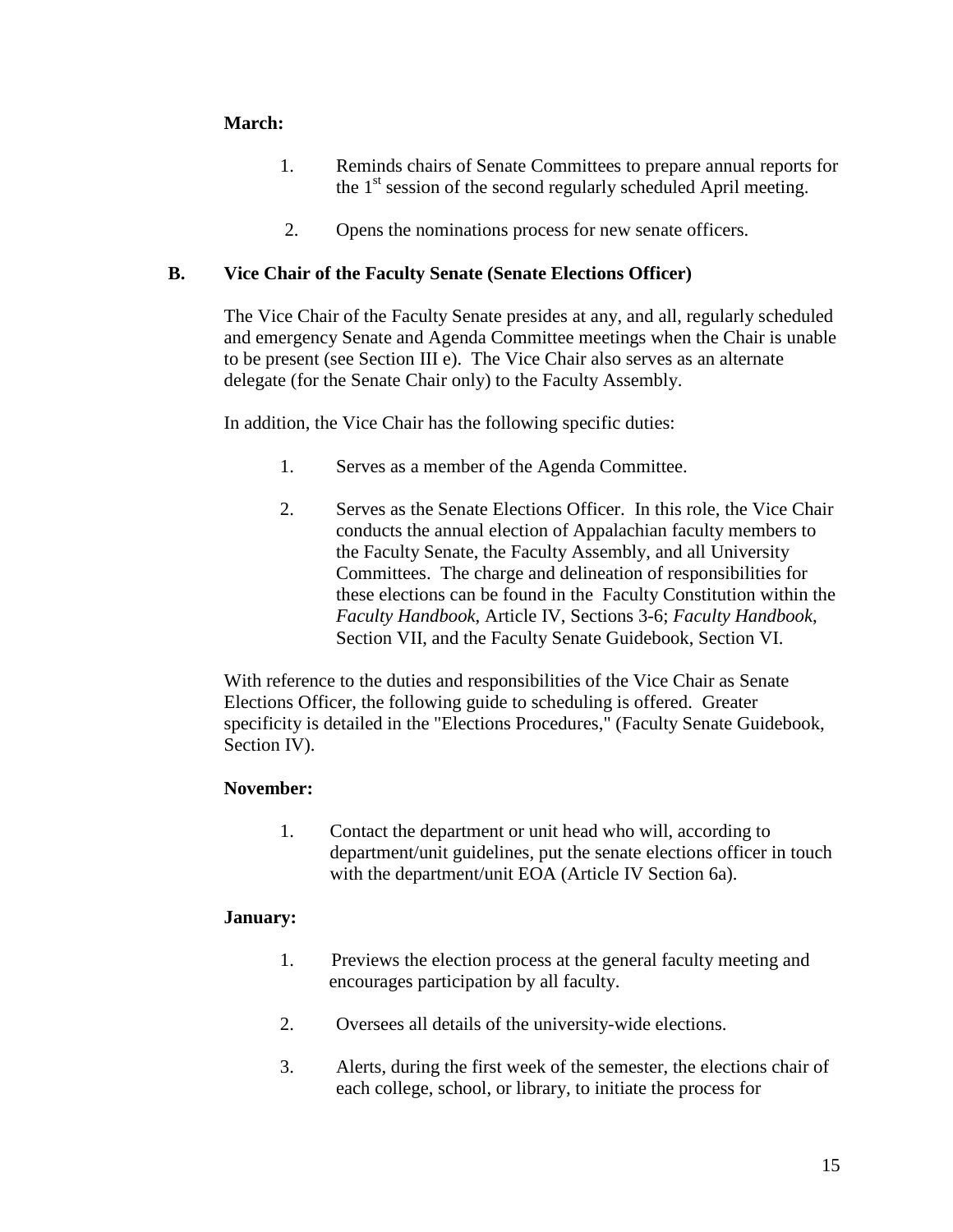**March:**

1. Reminds chairs of Senate Committees to prepare annual reports for the 1st session of the second regularly scheduled April meeting.

2. Opens the nominations process for new senate officers.

## B. Vice Chair of the Faculty Senate (Senate Elections Officer)

The Vice Chair of the Faculty Senate presides at any, and all, regularly scheduled and emergency Senate and Agenda Committee meetings when the Chair is unable to be present (see Section III e). The Vice Chair also serves as an alternate delegate (for the Senate Chair only) to the Faculty Assembly.

In addition, the Vice Chair has the following specific duties:

1. Serves as a member of the Agenda Committee.

2. Serves as the Senate Elections Officer. In this role, the Vice Chair conducts the annual election of Appalachian faculty members to the Faculty Senate, the Faculty Assembly, and all University Committees. The charge and delineation of responsibilities for these elections can be found in the Faculty Constitution within the *Faculty Handbook*, Article IV, Sections 3-6; *Faculty Handbook*, Section VII, and the Faculty Senate Guidebook, Section VI.

With reference to the duties and responsibilities of the Vice Chair as Senate Elections Officer, the following guide to scheduling is offered. Greater specificity is detailed in the "Elections Procedures," (Faculty Senate Guidebook, Section IV).

**November:**

1. Contact the department or unit head who will, according to department/unit guidelines, put the senate elections officer in touch with the department/unit EOA (Article IV Section 6a).

**January:**

1. Previews the election process at the general faculty meeting and encourages participation by all faculty.

2. Oversees all details of the university-wide elections.

3. Alerts, during the first week of the semester, the elections chair of each college, school, or library, to initiate the process for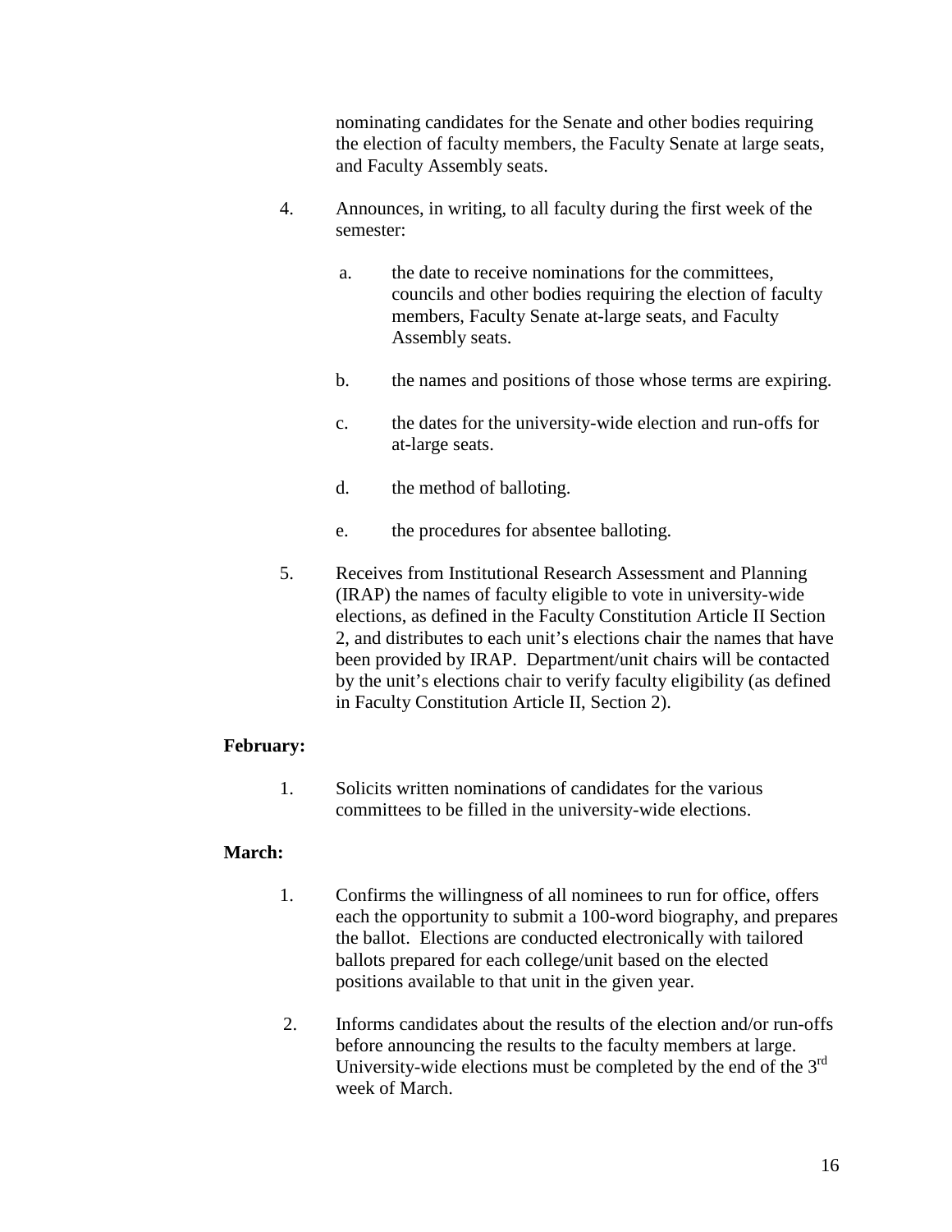nominating candidates for the Senate and other bodies requiring the election of faculty members, the Faculty Senate at large seats, and Faculty Assembly seats.

4. Announces, in writing, to all faculty during the first week of the semester:

   a. the date to receive nominations for the committees, councils and other bodies requiring the election of faculty members, Faculty Senate at-large seats, and Faculty Assembly seats.

   b. the names and positions of those whose terms are expiring.

   c. the dates for the university-wide election and run-offs for at-large seats.

   d. the method of balloting.

   e. the procedures for absentee balloting.

5. Receives from Institutional Research Assessment and Planning (IRAP) the names of faculty eligible to vote in university-wide elections, as defined in the Faculty Constitution Article II Section 2, and distributes to each unit's elections chair the names that have been provided by IRAP. Department/unit chairs will be contacted by the unit's elections chair to verify faculty eligibility (as defined in Faculty Constitution Article II, Section 2).

**February:**

1. Solicits written nominations of candidates for the various committees to be filled in the university-wide elections.

**March:**

1. Confirms the willingness of all nominees to run for office, offers each the opportunity to submit a 100-word biography, and prepares the ballot. Elections are conducted electronically with tailored ballots prepared for each college/unit based on the elected positions available to that unit in the given year.

2. Informs candidates about the results of the election and/or run-offs before announcing the results to the faculty members at large. University-wide elections must be completed by the end of the 3rd week of March.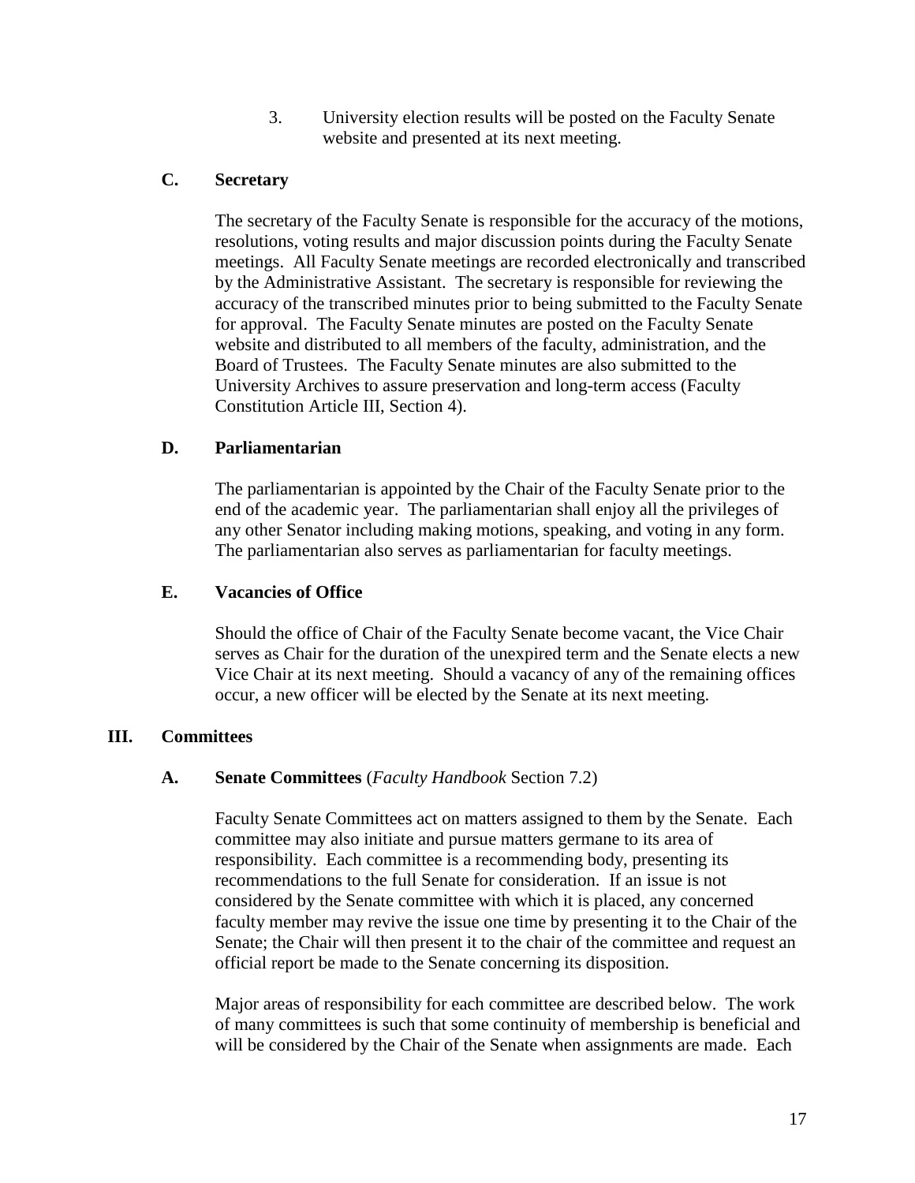3. University election results will be posted on the Faculty Senate website and presented at its next meeting.

### C. Secretary

The secretary of the Faculty Senate is responsible for the accuracy of the motions, resolutions, voting results and major discussion points during the Faculty Senate meetings. All Faculty Senate meetings are recorded electronically and transcribed by the Administrative Assistant. The secretary is responsible for reviewing the accuracy of the transcribed minutes prior to being submitted to the Faculty Senate for approval. The Faculty Senate minutes are posted on the Faculty Senate website and distributed to all members of the faculty, administration, and the Board of Trustees. The Faculty Senate minutes are also submitted to the University Archives to assure preservation and long-term access (Faculty Constitution Article III, Section 4).

### D. Parliamentarian

The parliamentarian is appointed by the Chair of the Faculty Senate prior to the end of the academic year. The parliamentarian shall enjoy all the privileges of any other Senator including making motions, speaking, and voting in any form. The parliamentarian also serves as parliamentarian for faculty meetings.

### E. Vacancies of Office

Should the office of Chair of the Faculty Senate become vacant, the Vice Chair serves as Chair for the duration of the unexpired term and the Senate elects a new Vice Chair at its next meeting. Should a vacancy of any of the remaining offices occur, a new officer will be elected by the Senate at its next meeting.

## III. Committees

### A. Senate Committees (*Faculty Handbook* Section 7.2)

Faculty Senate Committees act on matters assigned to them by the Senate. Each committee may also initiate and pursue matters germane to its area of responsibility. Each committee is a recommending body, presenting its recommendations to the full Senate for consideration. If an issue is not considered by the Senate committee with which it is placed, any concerned faculty member may revive the issue one time by presenting it to the Chair of the Senate; the Chair will then present it to the chair of the committee and request an official report be made to the Senate concerning its disposition.

Major areas of responsibility for each committee are described below. The work of many committees is such that some continuity of membership is beneficial and will be considered by the Chair of the Senate when assignments are made. Each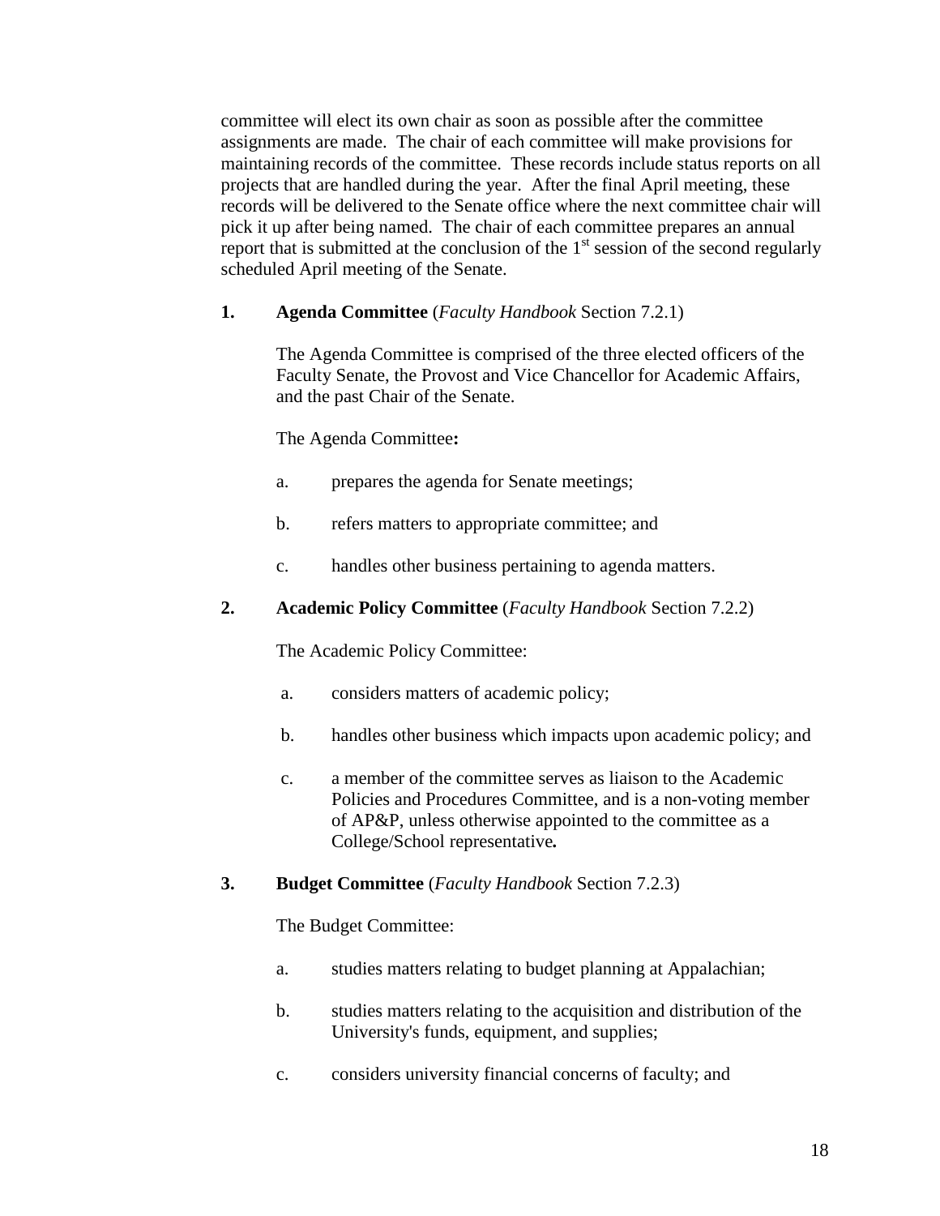committee will elect its own chair as soon as possible after the committee assignments are made. The chair of each committee will make provisions for maintaining records of the committee. These records include status reports on all projects that are handled during the year. After the final April meeting, these records will be delivered to the Senate office where the next committee chair will pick it up after being named. The chair of each committee prepares an annual report that is submitted at the conclusion of the 1st session of the second regularly scheduled April meeting of the Senate.

**1. Agenda Committee** (*Faculty Handbook* Section 7.2.1)

The Agenda Committee is comprised of the three elected officers of the Faculty Senate, the Provost and Vice Chancellor for Academic Affairs, and the past Chair of the Senate.

The Agenda Committee**:**

a. prepares the agenda for Senate meetings;

b. refers matters to appropriate committee; and

c. handles other business pertaining to agenda matters.

**2. Academic Policy Committee** (*Faculty Handbook* Section 7.2.2)

The Academic Policy Committee:

a. considers matters of academic policy;

b. handles other business which impacts upon academic policy; and

c. a member of the committee serves as liaison to the Academic Policies and Procedures Committee, and is a non-voting member of AP&P, unless otherwise appointed to the committee as a College/School representative**.**

**3. Budget Committee** (*Faculty Handbook* Section 7.2.3)

The Budget Committee:

a. studies matters relating to budget planning at Appalachian;

b. studies matters relating to the acquisition and distribution of the University's funds, equipment, and supplies;

c. considers university financial concerns of faculty; and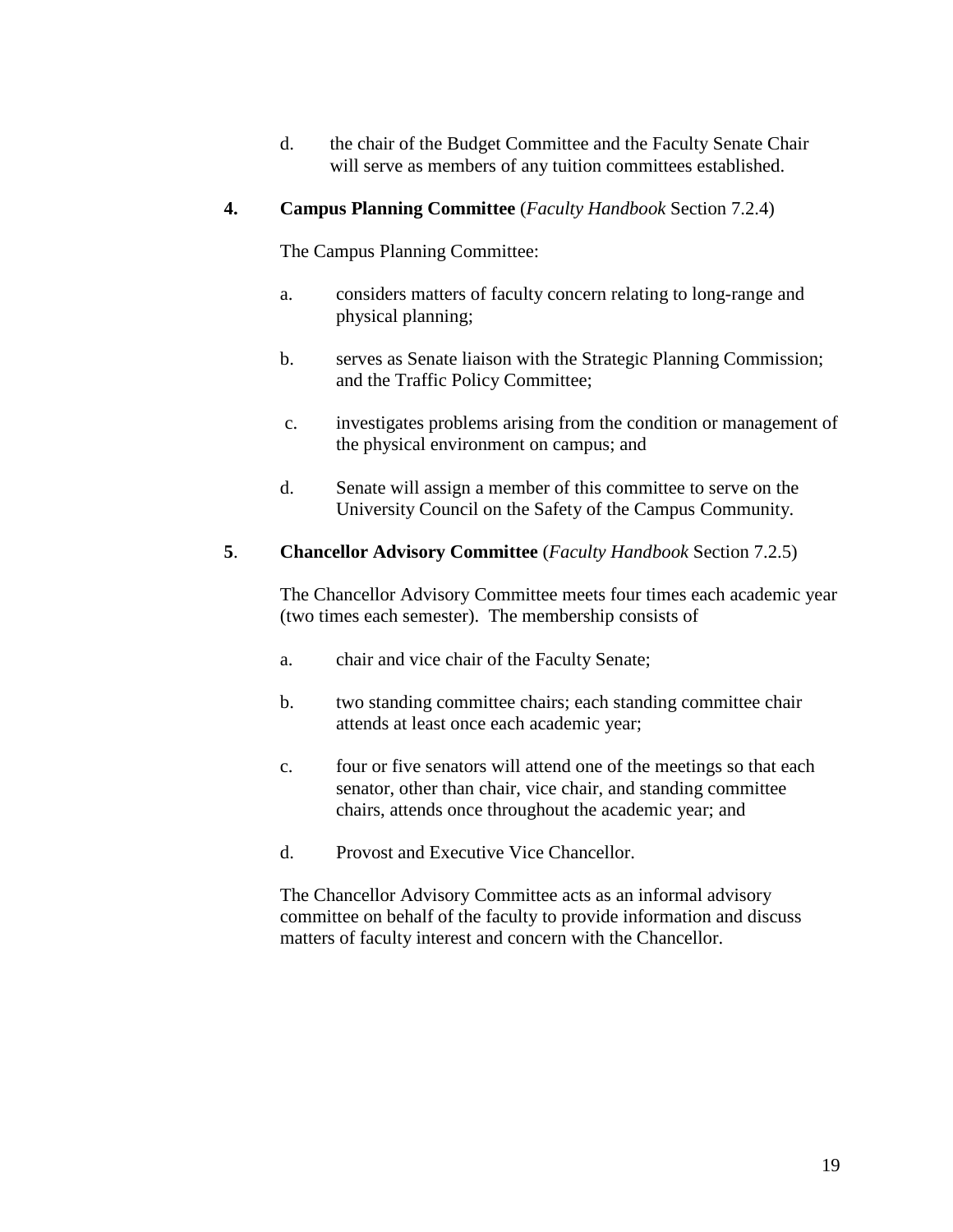d. the chair of the Budget Committee and the Faculty Senate Chair will serve as members of any tuition committees established.

**4. Campus Planning Committee** (*Faculty Handbook* Section 7.2.4)

The Campus Planning Committee:

a. considers matters of faculty concern relating to long-range and physical planning;

b. serves as Senate liaison with the Strategic Planning Commission; and the Traffic Policy Committee;

c. investigates problems arising from the condition or management of the physical environment on campus; and

d. Senate will assign a member of this committee to serve on the University Council on the Safety of the Campus Community.

**5. Chancellor Advisory Committee** (*Faculty Handbook* Section 7.2.5)

The Chancellor Advisory Committee meets four times each academic year (two times each semester). The membership consists of

a. chair and vice chair of the Faculty Senate;

b. two standing committee chairs; each standing committee chair attends at least once each academic year;

c. four or five senators will attend one of the meetings so that each senator, other than chair, vice chair, and standing committee chairs, attends once throughout the academic year; and

d. Provost and Executive Vice Chancellor.

The Chancellor Advisory Committee acts as an informal advisory committee on behalf of the faculty to provide information and discuss matters of faculty interest and concern with the Chancellor.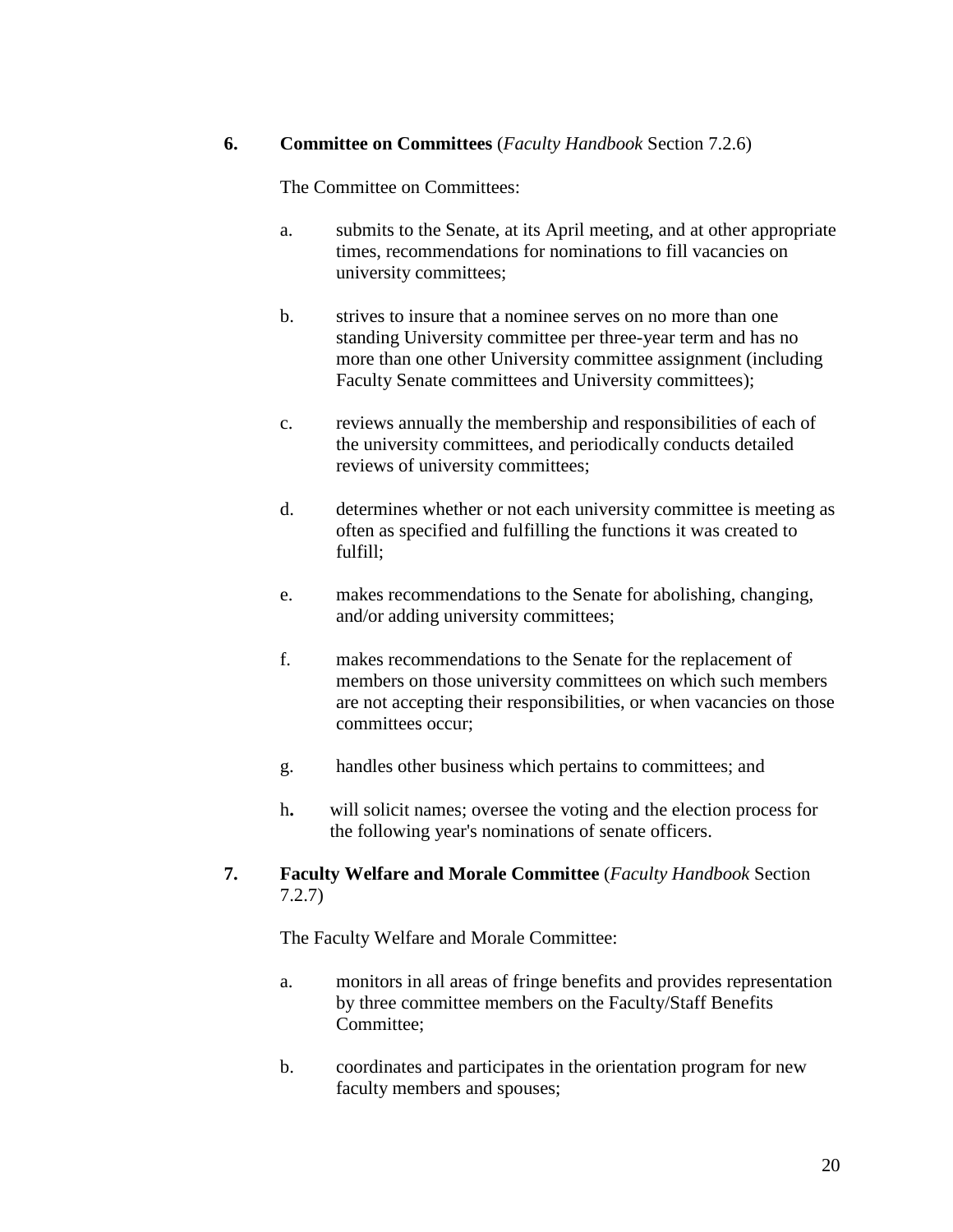**6. Committee on Committees** (*Faculty Handbook* Section 7.2.6)

The Committee on Committees:

a. submits to the Senate, at its April meeting, and at other appropriate times, recommendations for nominations to fill vacancies on university committees;

b. strives to insure that a nominee serves on no more than one standing University committee per three-year term and has no more than one other University committee assignment (including Faculty Senate committees and University committees);

c. reviews annually the membership and responsibilities of each of the university committees, and periodically conducts detailed reviews of university committees;

d. determines whether or not each university committee is meeting as often as specified and fulfilling the functions it was created to fulfill;

e. makes recommendations to the Senate for abolishing, changing, and/or adding university committees;

f. makes recommendations to the Senate for the replacement of members on those university committees on which such members are not accepting their responsibilities, or when vacancies on those committees occur;

g. handles other business which pertains to committees; and

h**.** will solicit names; oversee the voting and the election process for the following year's nominations of senate officers.

**7. Faculty Welfare and Morale Committee** (*Faculty Handbook* Section 7.2.7)

The Faculty Welfare and Morale Committee:

a. monitors in all areas of fringe benefits and provides representation by three committee members on the Faculty/Staff Benefits Committee;

b. coordinates and participates in the orientation program for new faculty members and spouses;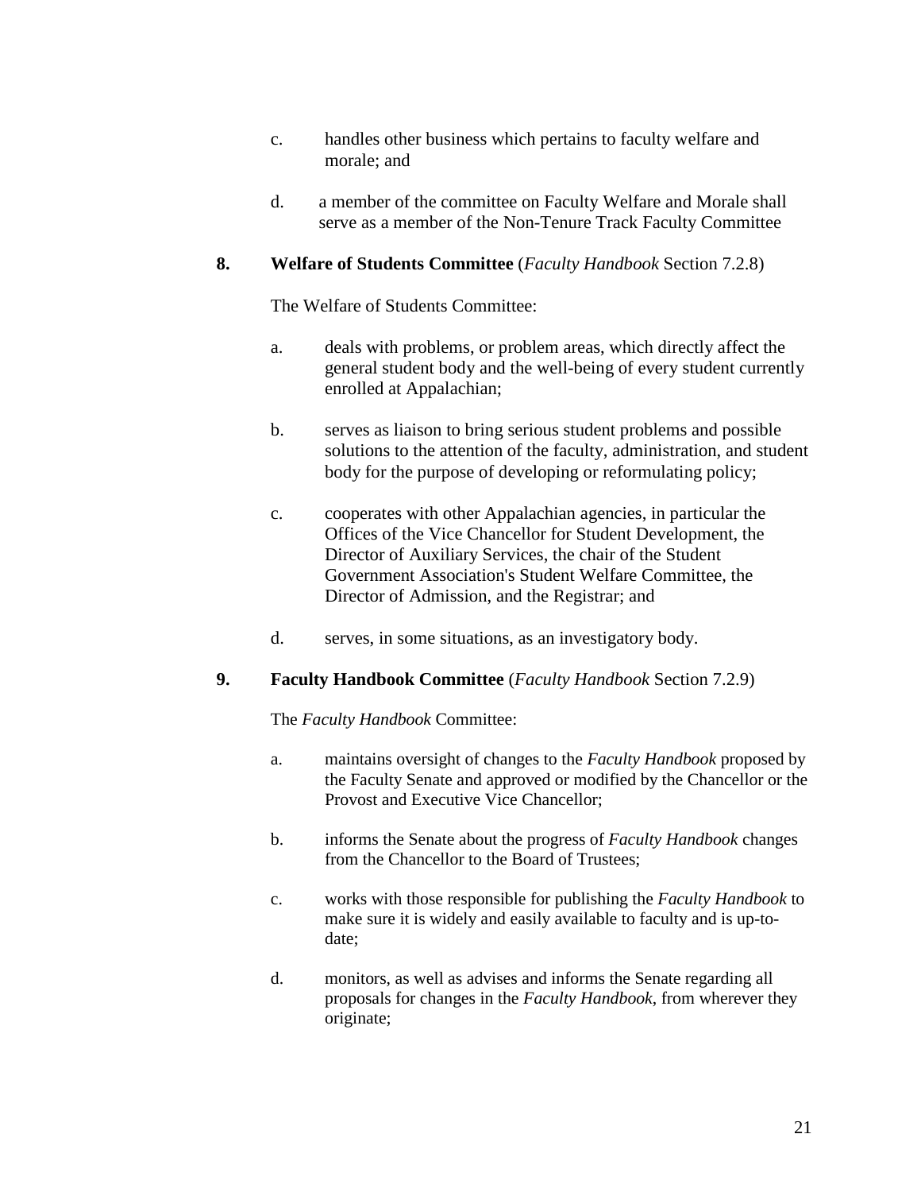c. handles other business which pertains to faculty welfare and morale; and

d. a member of the committee on Faculty Welfare and Morale shall serve as a member of the Non-Tenure Track Faculty Committee

**8. Welfare of Students Committee** (*Faculty Handbook* Section 7.2.8)

The Welfare of Students Committee:

a. deals with problems, or problem areas, which directly affect the general student body and the well-being of every student currently enrolled at Appalachian;

b. serves as liaison to bring serious student problems and possible solutions to the attention of the faculty, administration, and student body for the purpose of developing or reformulating policy;

c. cooperates with other Appalachian agencies, in particular the Offices of the Vice Chancellor for Student Development, the Director of Auxiliary Services, the chair of the Student Government Association's Student Welfare Committee, the Director of Admission, and the Registrar; and

d. serves, in some situations, as an investigatory body.

**9. Faculty Handbook Committee** (*Faculty Handbook* Section 7.2.9)

The *Faculty Handbook* Committee:

a. maintains oversight of changes to the *Faculty Handbook* proposed by the Faculty Senate and approved or modified by the Chancellor or the Provost and Executive Vice Chancellor;

b. informs the Senate about the progress of *Faculty Handbook* changes from the Chancellor to the Board of Trustees;

c. works with those responsible for publishing the *Faculty Handbook* to make sure it is widely and easily available to faculty and is up-to-date;

d. monitors, as well as advises and informs the Senate regarding all proposals for changes in the *Faculty Handbook*, from wherever they originate;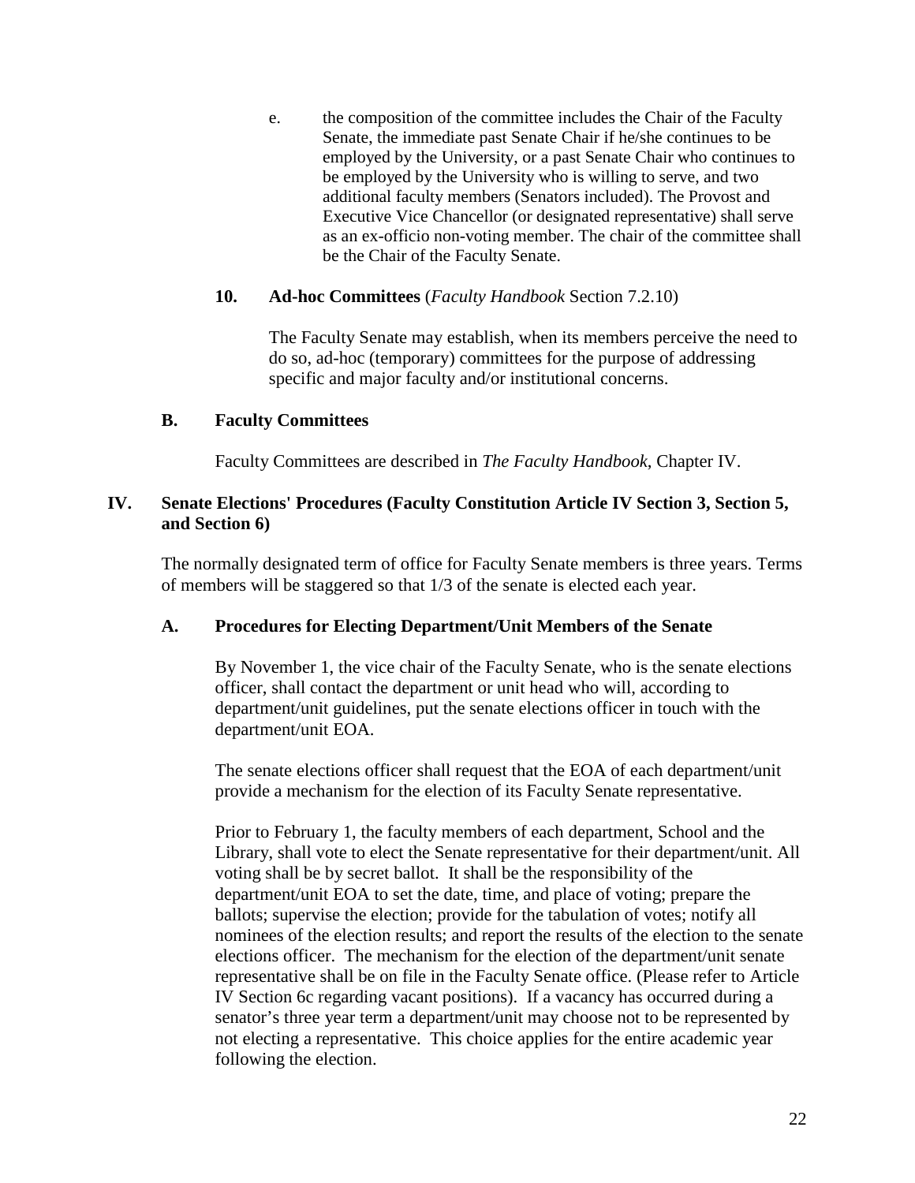e. the composition of the committee includes the Chair of the Faculty Senate, the immediate past Senate Chair if he/she continues to be employed by the University, or a past Senate Chair who continues to be employed by the University who is willing to serve, and two additional faculty members (Senators included). The Provost and Executive Vice Chancellor (or designated representative) shall serve as an ex-officio non-voting member. The chair of the committee shall be the Chair of the Faculty Senate.

**10. Ad-hoc Committees** (*Faculty Handbook* Section 7.2.10)

The Faculty Senate may establish, when its members perceive the need to do so, ad-hoc (temporary) committees for the purpose of addressing specific and major faculty and/or institutional concerns.

### B. Faculty Committees

Faculty Committees are described in *The Faculty Handbook*, Chapter IV.

## IV. Senate Elections' Procedures (Faculty Constitution Article IV Section 3, Section 5, and Section 6)

The normally designated term of office for Faculty Senate members is three years. Terms of members will be staggered so that 1/3 of the senate is elected each year.

### A. Procedures for Electing Department/Unit Members of the Senate

By November 1, the vice chair of the Faculty Senate, who is the senate elections officer, shall contact the department or unit head who will, according to department/unit guidelines, put the senate elections officer in touch with the department/unit EOA.

The senate elections officer shall request that the EOA of each department/unit provide a mechanism for the election of its Faculty Senate representative.

Prior to February 1, the faculty members of each department, School and the Library, shall vote to elect the Senate representative for their department/unit. All voting shall be by secret ballot. It shall be the responsibility of the department/unit EOA to set the date, time, and place of voting; prepare the ballots; supervise the election; provide for the tabulation of votes; notify all nominees of the election results; and report the results of the election to the senate elections officer. The mechanism for the election of the department/unit senate representative shall be on file in the Faculty Senate office. (Please refer to Article IV Section 6c regarding vacant positions). If a vacancy has occurred during a senator's three year term a department/unit may choose not to be represented by not electing a representative. This choice applies for the entire academic year following the election.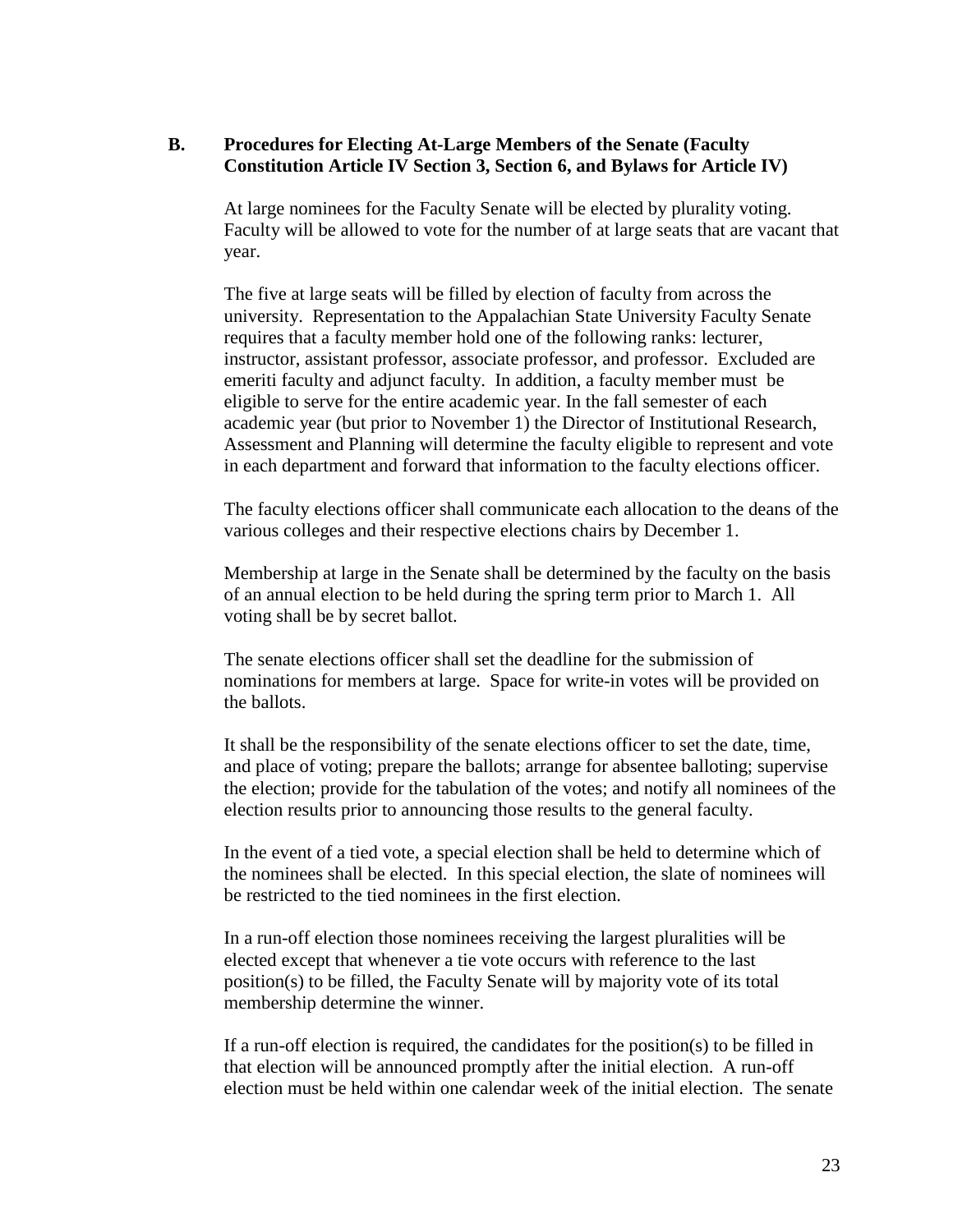### B. Procedures for Electing At-Large Members of the Senate (Faculty Constitution Article IV Section 3, Section 6, and Bylaws for Article IV)

At large nominees for the Faculty Senate will be elected by plurality voting. Faculty will be allowed to vote for the number of at large seats that are vacant that year.

The five at large seats will be filled by election of faculty from across the university. Representation to the Appalachian State University Faculty Senate requires that a faculty member hold one of the following ranks: lecturer, instructor, assistant professor, associate professor, and professor. Excluded are emeriti faculty and adjunct faculty. In addition, a faculty member must be eligible to serve for the entire academic year. In the fall semester of each academic year (but prior to November 1) the Director of Institutional Research, Assessment and Planning will determine the faculty eligible to represent and vote in each department and forward that information to the faculty elections officer.

The faculty elections officer shall communicate each allocation to the deans of the various colleges and their respective elections chairs by December 1.

Membership at large in the Senate shall be determined by the faculty on the basis of an annual election to be held during the spring term prior to March 1. All voting shall be by secret ballot.

The senate elections officer shall set the deadline for the submission of nominations for members at large. Space for write-in votes will be provided on the ballots.

It shall be the responsibility of the senate elections officer to set the date, time, and place of voting; prepare the ballots; arrange for absentee balloting; supervise the election; provide for the tabulation of the votes; and notify all nominees of the election results prior to announcing those results to the general faculty.

In the event of a tied vote, a special election shall be held to determine which of the nominees shall be elected. In this special election, the slate of nominees will be restricted to the tied nominees in the first election.

In a run-off election those nominees receiving the largest pluralities will be elected except that whenever a tie vote occurs with reference to the last position(s) to be filled, the Faculty Senate will by majority vote of its total membership determine the winner.

If a run-off election is required, the candidates for the position(s) to be filled in that election will be announced promptly after the initial election. A run-off election must be held within one calendar week of the initial election. The senate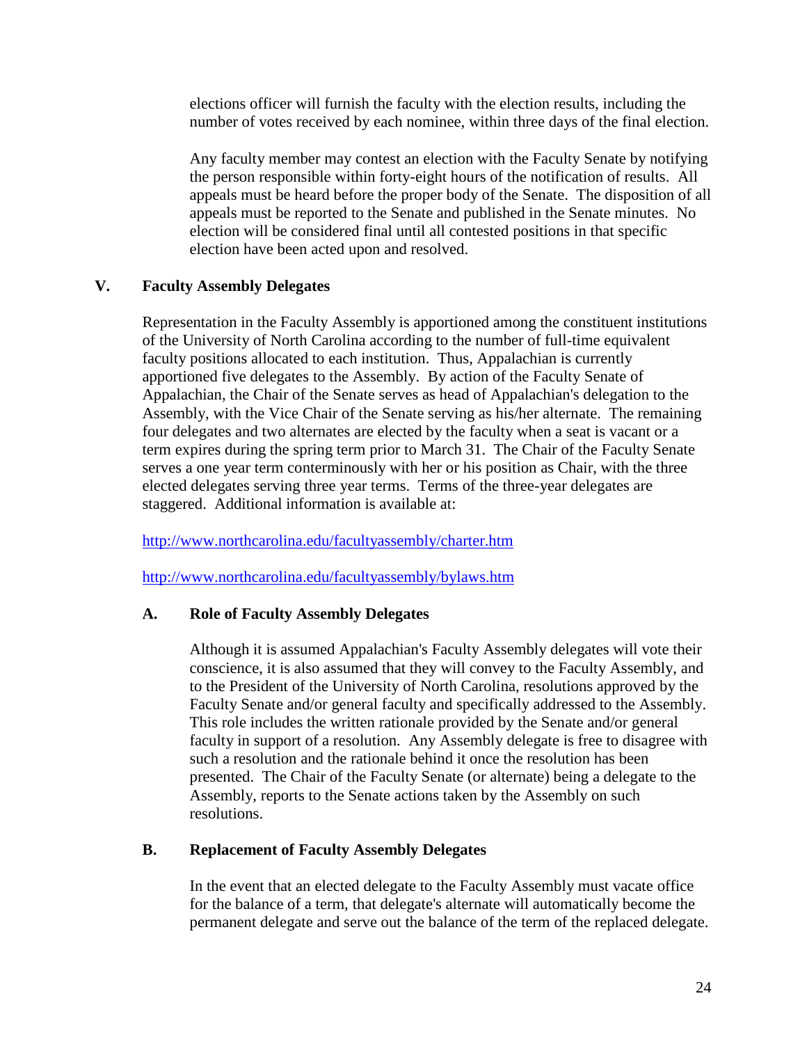elections officer will furnish the faculty with the election results, including the number of votes received by each nominee, within three days of the final election.

Any faculty member may contest an election with the Faculty Senate by notifying the person responsible within forty-eight hours of the notification of results. All appeals must be heard before the proper body of the Senate. The disposition of all appeals must be reported to the Senate and published in the Senate minutes. No election will be considered final until all contested positions in that specific election have been acted upon and resolved.

## V. Faculty Assembly Delegates

Representation in the Faculty Assembly is apportioned among the constituent institutions of the University of North Carolina according to the number of full-time equivalent faculty positions allocated to each institution. Thus, Appalachian is currently apportioned five delegates to the Assembly. By action of the Faculty Senate of Appalachian, the Chair of the Senate serves as head of Appalachian's delegation to the Assembly, with the Vice Chair of the Senate serving as his/her alternate. The remaining four delegates and two alternates are elected by the faculty when a seat is vacant or a term expires during the spring term prior to March 31. The Chair of the Faculty Senate serves a one year term conterminously with her or his position as Chair, with the three elected delegates serving three year terms. Terms of the three-year delegates are staggered. Additional information is available at:

http://www.northcarolina.edu/facultyassembly/charter.htm

http://www.northcarolina.edu/facultyassembly/bylaws.htm

### A. Role of Faculty Assembly Delegates

Although it is assumed Appalachian's Faculty Assembly delegates will vote their conscience, it is also assumed that they will convey to the Faculty Assembly, and to the President of the University of North Carolina, resolutions approved by the Faculty Senate and/or general faculty and specifically addressed to the Assembly. This role includes the written rationale provided by the Senate and/or general faculty in support of a resolution. Any Assembly delegate is free to disagree with such a resolution and the rationale behind it once the resolution has been presented. The Chair of the Faculty Senate (or alternate) being a delegate to the Assembly, reports to the Senate actions taken by the Assembly on such resolutions.

### B. Replacement of Faculty Assembly Delegates

In the event that an elected delegate to the Faculty Assembly must vacate office for the balance of a term, that delegate's alternate will automatically become the permanent delegate and serve out the balance of the term of the replaced delegate.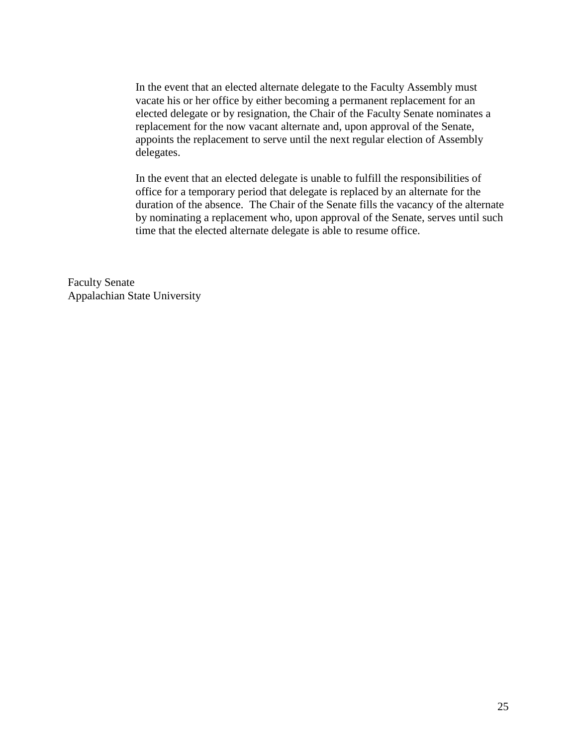In the event that an elected alternate delegate to the Faculty Assembly must vacate his or her office by either becoming a permanent replacement for an elected delegate or by resignation, the Chair of the Faculty Senate nominates a replacement for the now vacant alternate and, upon approval of the Senate, appoints the replacement to serve until the next regular election of Assembly delegates.

In the event that an elected delegate is unable to fulfill the responsibilities of office for a temporary period that delegate is replaced by an alternate for the duration of the absence. The Chair of the Senate fills the vacancy of the alternate by nominating a replacement who, upon approval of the Senate, serves until such time that the elected alternate delegate is able to resume office.

Faculty Senate
Appalachian State University